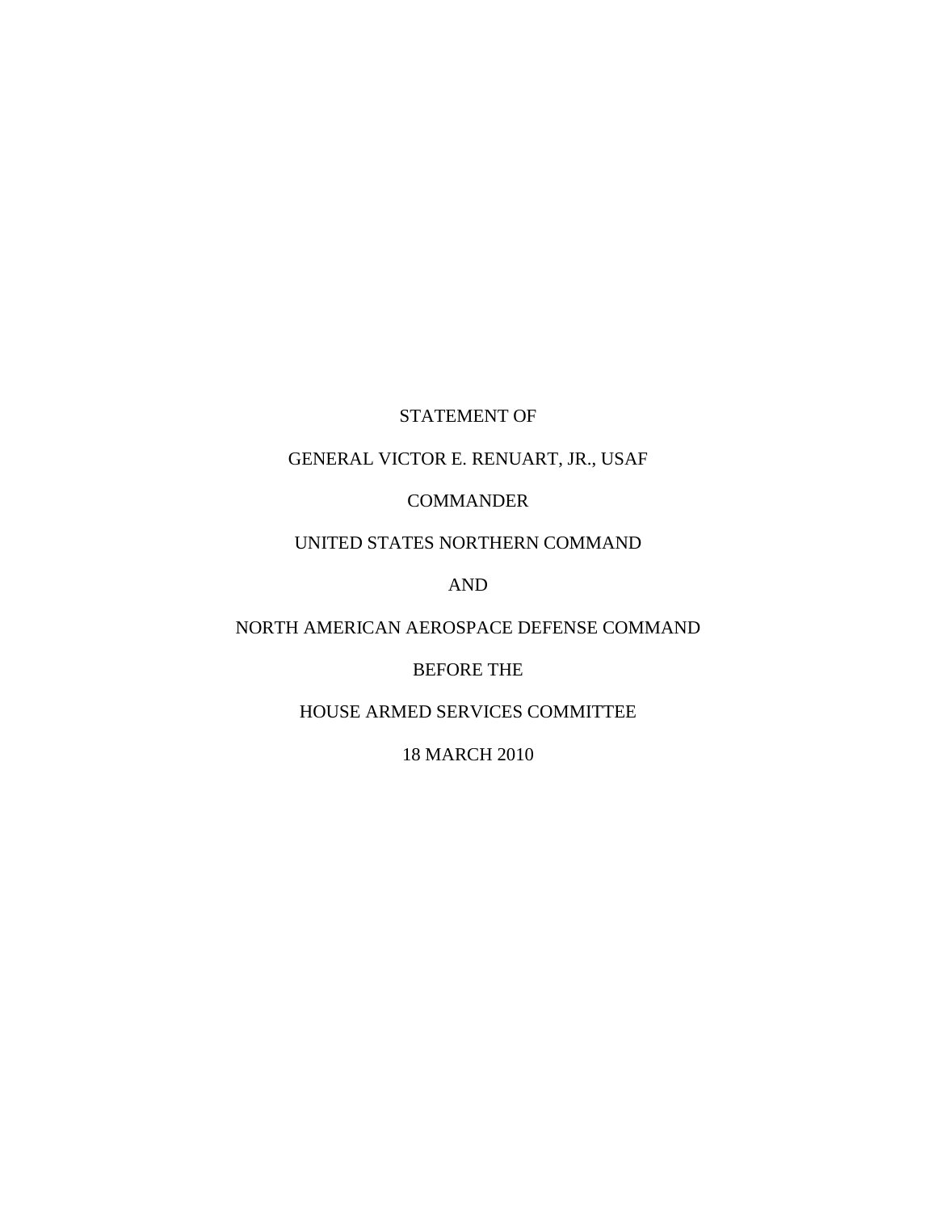STATEMENT OF

GENERAL VICTOR E. RENUART, JR., USAF

COMMANDER

UNITED STATES NORTHERN COMMAND

AND

NORTH AMERICAN AEROSPACE DEFENSE COMMAND

BEFORE THE

HOUSE ARMED SERVICES COMMITTEE

18 MARCH 2010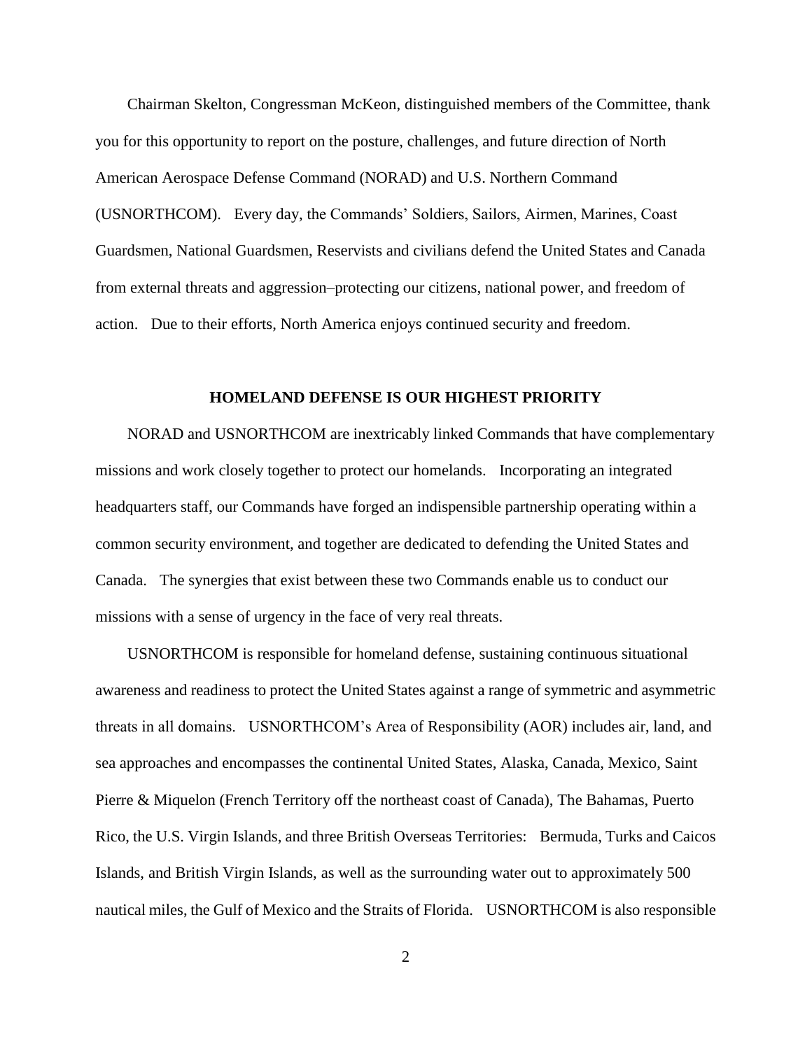Chairman Skelton, Congressman McKeon, distinguished members of the Committee, thank you for this opportunity to report on the posture, challenges, and future direction of North American Aerospace Defense Command (NORAD) and U.S. Northern Command (USNORTHCOM). Every day, the Commands' Soldiers, Sailors, Airmen, Marines, Coast Guardsmen, National Guardsmen, Reservists and civilians defend the United States and Canada from external threats and aggression–protecting our citizens, national power, and freedom of action. Due to their efforts, North America enjoys continued security and freedom.

## HOMELAND DEFENSE IS OUR HIGHEST PRIORITY

NORAD and USNORTHCOM are inextricably linked Commands that have complementary missions and work closely together to protect our homelands. Incorporating an integrated headquarters staff, our Commands have forged an indispensible partnership operating within a common security environment, and together are dedicated to defending the United States and Canada. The synergies that exist between these two Commands enable us to conduct our missions with a sense of urgency in the face of very real threats.

USNORTHCOM is responsible for homeland defense, sustaining continuous situational awareness and readiness to protect the United States against a range of symmetric and asymmetric threats in all domains. USNORTHCOM's Area of Responsibility (AOR) includes air, land, and sea approaches and encompasses the continental United States, Alaska, Canada, Mexico, Saint Pierre & Miquelon (French Territory off the northeast coast of Canada), The Bahamas, Puerto Rico, the U.S. Virgin Islands, and three British Overseas Territories: Bermuda, Turks and Caicos Islands, and British Virgin Islands, as well as the surrounding water out to approximately 500 nautical miles, the Gulf of Mexico and the Straits of Florida. USNORTHCOM is also responsible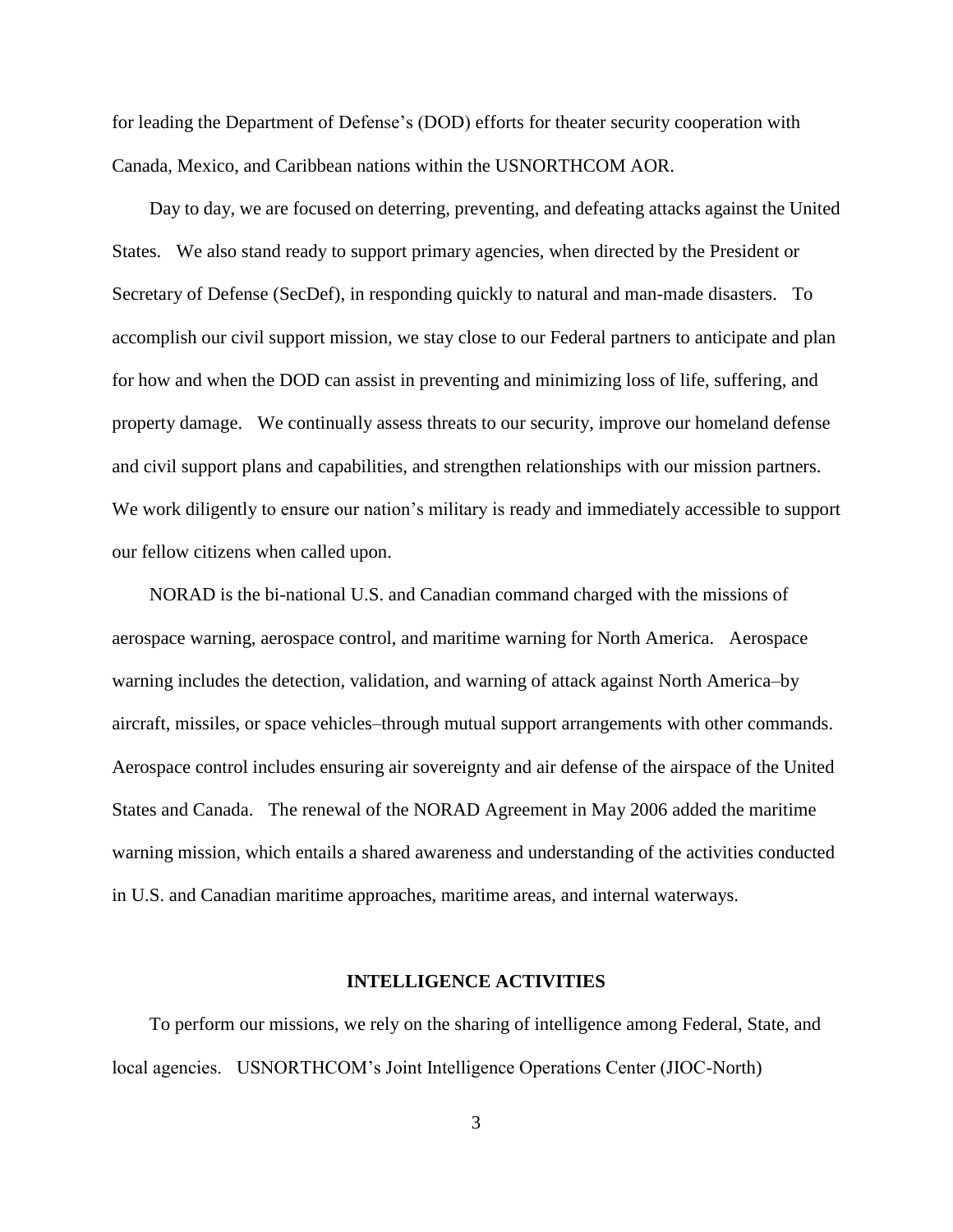for leading the Department of Defense's (DOD) efforts for theater security cooperation with Canada, Mexico, and Caribbean nations within the USNORTHCOM AOR.

Day to day, we are focused on deterring, preventing, and defeating attacks against the United States. We also stand ready to support primary agencies, when directed by the President or Secretary of Defense (SecDef), in responding quickly to natural and man-made disasters. To accomplish our civil support mission, we stay close to our Federal partners to anticipate and plan for how and when the DOD can assist in preventing and minimizing loss of life, suffering, and property damage. We continually assess threats to our security, improve our homeland defense and civil support plans and capabilities, and strengthen relationships with our mission partners. We work diligently to ensure our nation's military is ready and immediately accessible to support our fellow citizens when called upon.

NORAD is the bi-national U.S. and Canadian command charged with the missions of aerospace warning, aerospace control, and maritime warning for North America. Aerospace warning includes the detection, validation, and warning of attack against North America–by aircraft, missiles, or space vehicles–through mutual support arrangements with other commands. Aerospace control includes ensuring air sovereignty and air defense of the airspace of the United States and Canada. The renewal of the NORAD Agreement in May 2006 added the maritime warning mission, which entails a shared awareness and understanding of the activities conducted in U.S. and Canadian maritime approaches, maritime areas, and internal waterways.

## INTELLIGENCE ACTIVITIES

To perform our missions, we rely on the sharing of intelligence among Federal, State, and local agencies. USNORTHCOM's Joint Intelligence Operations Center (JIOC-North)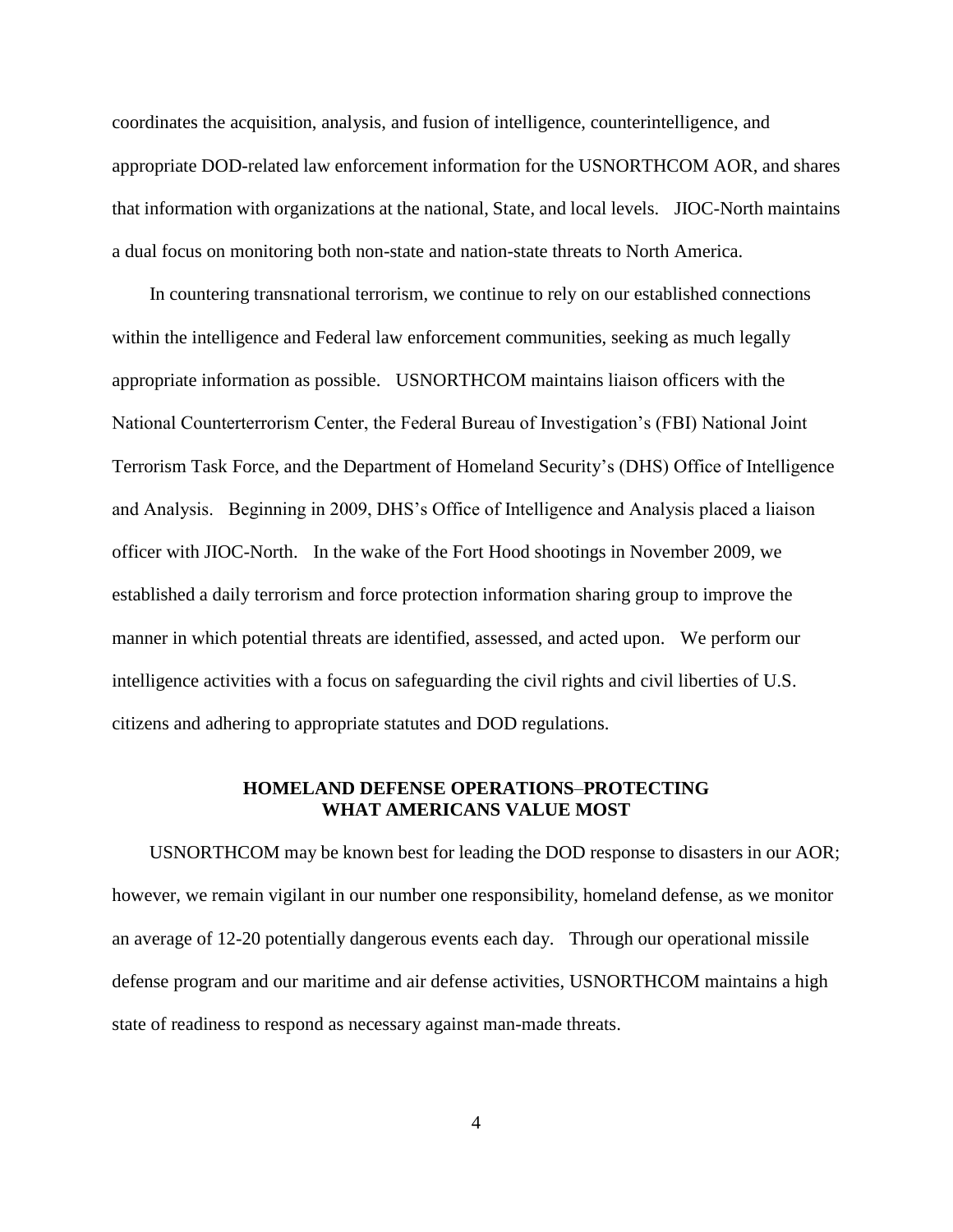coordinates the acquisition, analysis, and fusion of intelligence, counterintelligence, and appropriate DOD-related law enforcement information for the USNORTHCOM AOR, and shares that information with organizations at the national, State, and local levels. JIOC-North maintains a dual focus on monitoring both non-state and nation-state threats to North America.

In countering transnational terrorism, we continue to rely on our established connections within the intelligence and Federal law enforcement communities, seeking as much legally appropriate information as possible. USNORTHCOM maintains liaison officers with the National Counterterrorism Center, the Federal Bureau of Investigation's (FBI) National Joint Terrorism Task Force, and the Department of Homeland Security's (DHS) Office of Intelligence and Analysis. Beginning in 2009, DHS's Office of Intelligence and Analysis placed a liaison officer with JIOC-North. In the wake of the Fort Hood shootings in November 2009, we established a daily terrorism and force protection information sharing group to improve the manner in which potential threats are identified, assessed, and acted upon. We perform our intelligence activities with a focus on safeguarding the civil rights and civil liberties of U.S. citizens and adhering to appropriate statutes and DOD regulations.

## HOMELAND DEFENSE OPERATIONS–PROTECTING WHAT AMERICANS VALUE MOST

USNORTHCOM may be known best for leading the DOD response to disasters in our AOR; however, we remain vigilant in our number one responsibility, homeland defense, as we monitor an average of 12-20 potentially dangerous events each day. Through our operational missile defense program and our maritime and air defense activities, USNORTHCOM maintains a high state of readiness to respond as necessary against man-made threats.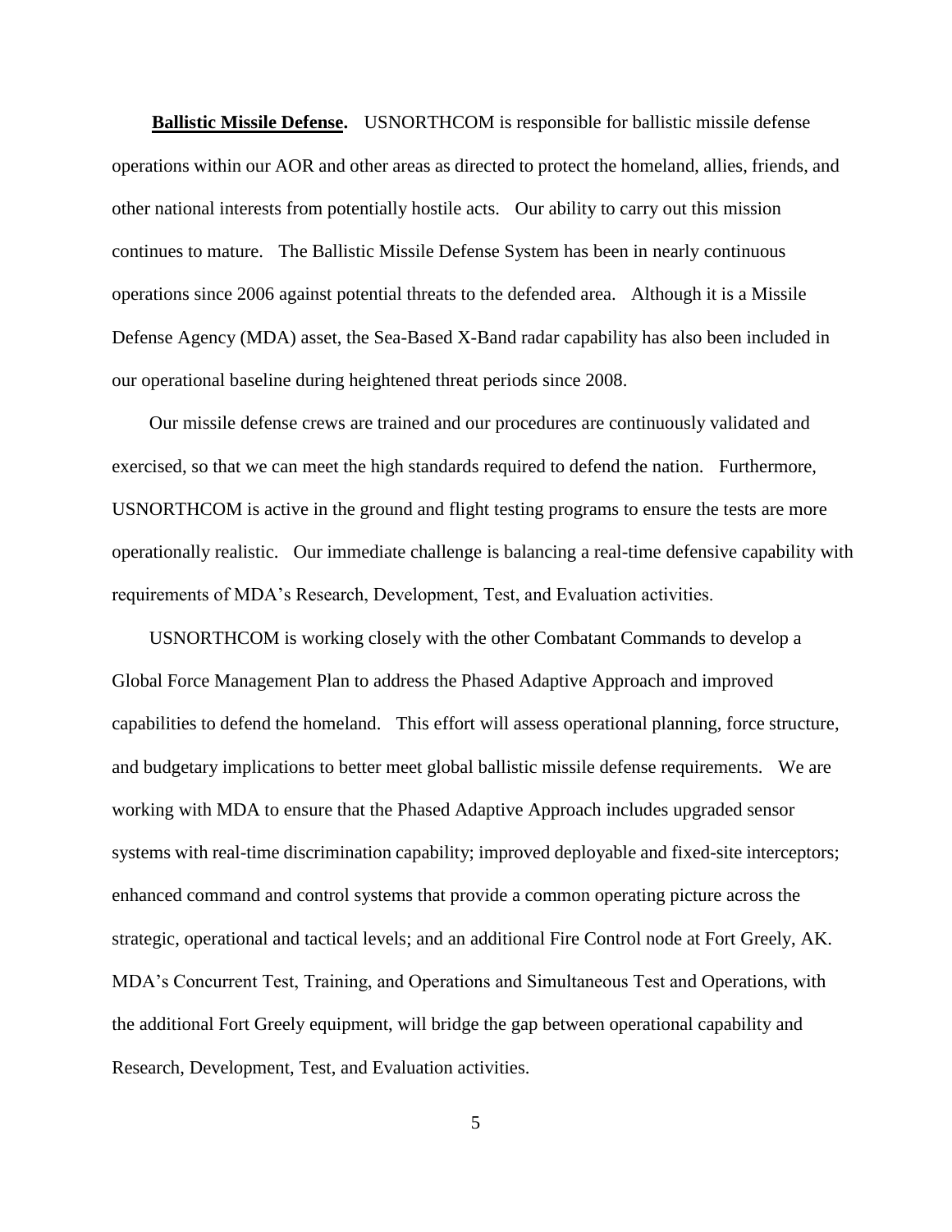**Ballistic Missile Defense.** USNORTHCOM is responsible for ballistic missile defense operations within our AOR and other areas as directed to protect the homeland, allies, friends, and other national interests from potentially hostile acts. Our ability to carry out this mission continues to mature. The Ballistic Missile Defense System has been in nearly continuous operations since 2006 against potential threats to the defended area. Although it is a Missile Defense Agency (MDA) asset, the Sea-Based X-Band radar capability has also been included in our operational baseline during heightened threat periods since 2008.

Our missile defense crews are trained and our procedures are continuously validated and exercised, so that we can meet the high standards required to defend the nation. Furthermore, USNORTHCOM is active in the ground and flight testing programs to ensure the tests are more operationally realistic. Our immediate challenge is balancing a real-time defensive capability with requirements of MDA's Research, Development, Test, and Evaluation activities.

USNORTHCOM is working closely with the other Combatant Commands to develop a Global Force Management Plan to address the Phased Adaptive Approach and improved capabilities to defend the homeland. This effort will assess operational planning, force structure, and budgetary implications to better meet global ballistic missile defense requirements. We are working with MDA to ensure that the Phased Adaptive Approach includes upgraded sensor systems with real-time discrimination capability; improved deployable and fixed-site interceptors; enhanced command and control systems that provide a common operating picture across the strategic, operational and tactical levels; and an additional Fire Control node at Fort Greely, AK. MDA's Concurrent Test, Training, and Operations and Simultaneous Test and Operations, with the additional Fort Greely equipment, will bridge the gap between operational capability and Research, Development, Test, and Evaluation activities.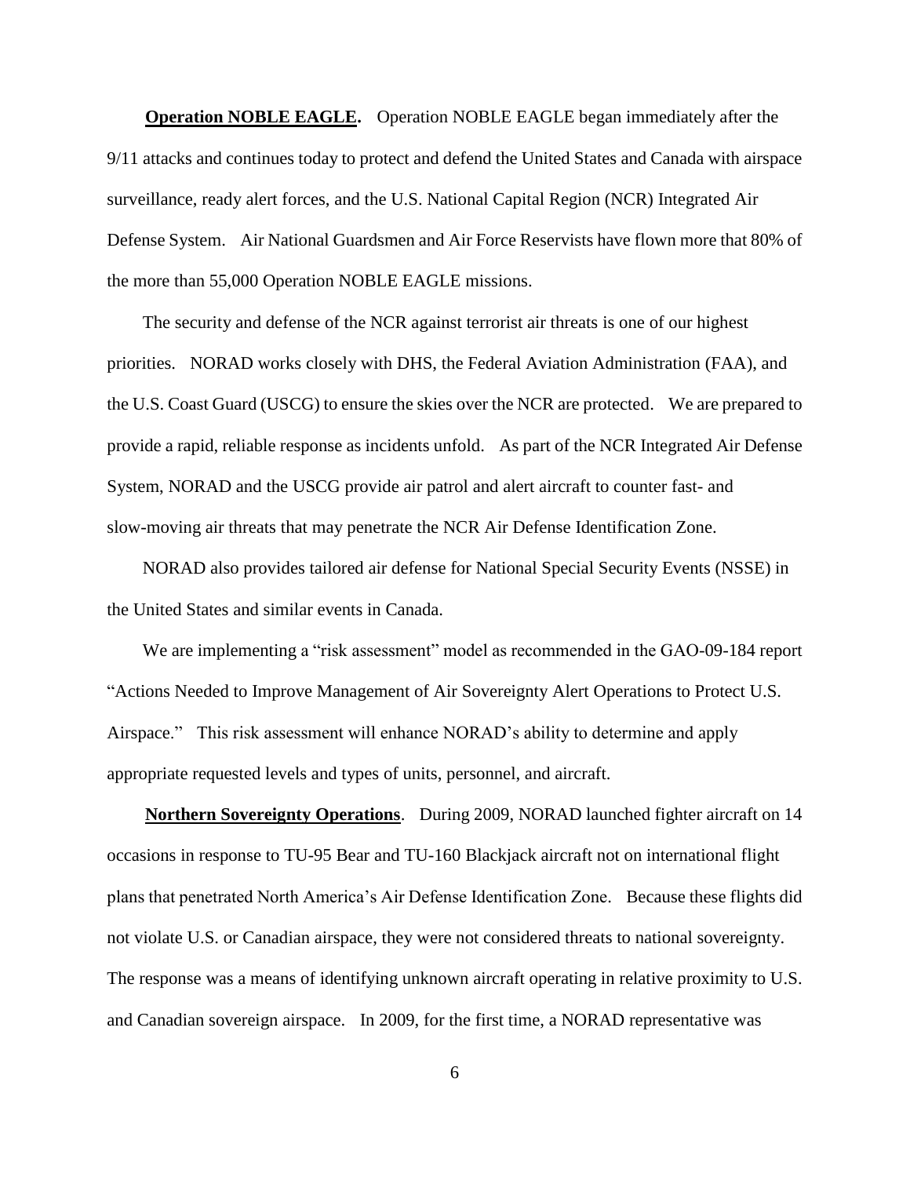**Operation NOBLE EAGLE.** Operation NOBLE EAGLE began immediately after the 9/11 attacks and continues today to protect and defend the United States and Canada with airspace surveillance, ready alert forces, and the U.S. National Capital Region (NCR) Integrated Air Defense System. Air National Guardsmen and Air Force Reservists have flown more that 80% of the more than 55,000 Operation NOBLE EAGLE missions.

The security and defense of the NCR against terrorist air threats is one of our highest priorities. NORAD works closely with DHS, the Federal Aviation Administration (FAA), and the U.S. Coast Guard (USCG) to ensure the skies over the NCR are protected. We are prepared to provide a rapid, reliable response as incidents unfold. As part of the NCR Integrated Air Defense System, NORAD and the USCG provide air patrol and alert aircraft to counter fast- and slow-moving air threats that may penetrate the NCR Air Defense Identification Zone.

NORAD also provides tailored air defense for National Special Security Events (NSSE) in the United States and similar events in Canada.

We are implementing a "risk assessment" model as recommended in the GAO-09-184 report "Actions Needed to Improve Management of Air Sovereignty Alert Operations to Protect U.S. Airspace." This risk assessment will enhance NORAD's ability to determine and apply appropriate requested levels and types of units, personnel, and aircraft.

**Northern Sovereignty Operations**. During 2009, NORAD launched fighter aircraft on 14 occasions in response to TU-95 Bear and TU-160 Blackjack aircraft not on international flight plans that penetrated North America's Air Defense Identification Zone. Because these flights did not violate U.S. or Canadian airspace, they were not considered threats to national sovereignty. The response was a means of identifying unknown aircraft operating in relative proximity to U.S. and Canadian sovereign airspace. In 2009, for the first time, a NORAD representative was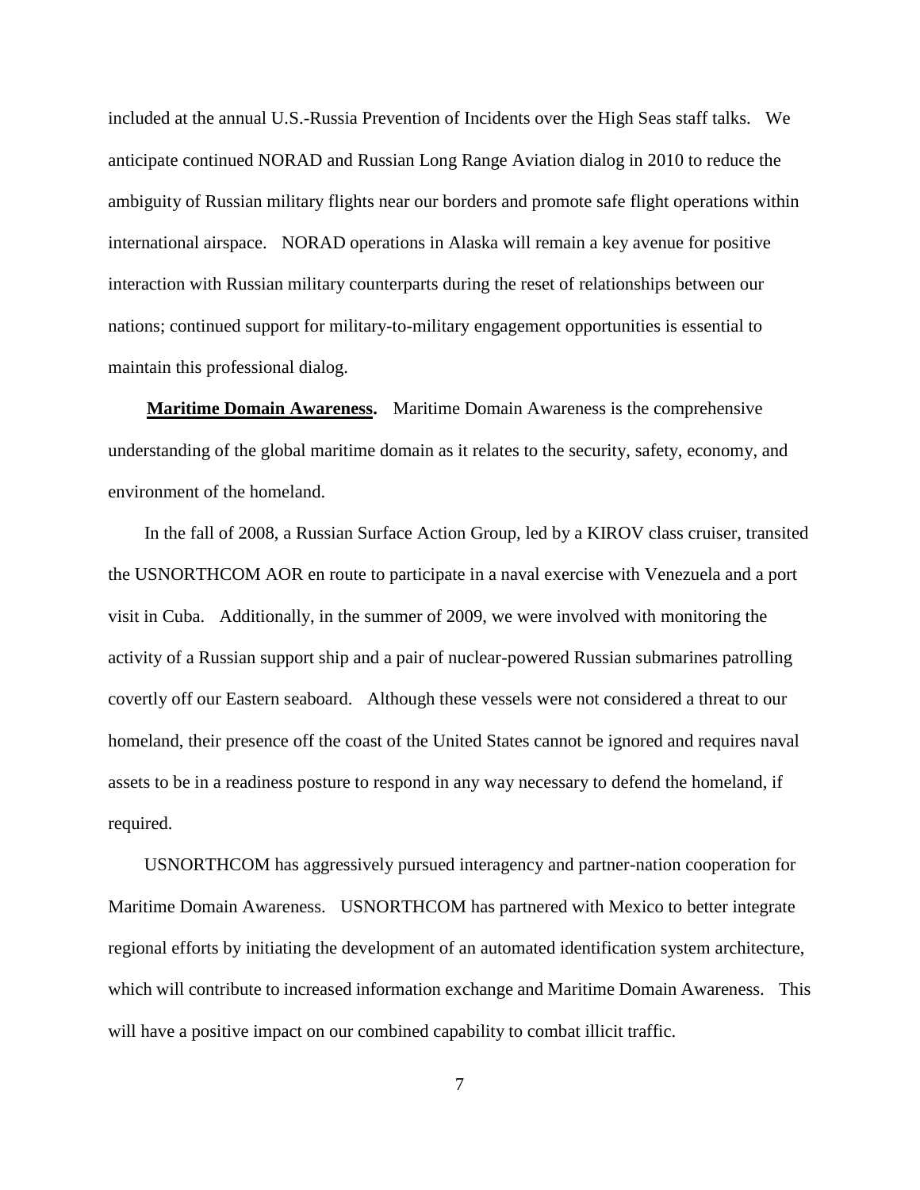included at the annual U.S.-Russia Prevention of Incidents over the High Seas staff talks. We anticipate continued NORAD and Russian Long Range Aviation dialog in 2010 to reduce the ambiguity of Russian military flights near our borders and promote safe flight operations within international airspace. NORAD operations in Alaska will remain a key avenue for positive interaction with Russian military counterparts during the reset of relationships between our nations; continued support for military-to-military engagement opportunities is essential to maintain this professional dialog.

**Maritime Domain Awareness.** Maritime Domain Awareness is the comprehensive understanding of the global maritime domain as it relates to the security, safety, economy, and environment of the homeland.

In the fall of 2008, a Russian Surface Action Group, led by a KIROV class cruiser, transited the USNORTHCOM AOR en route to participate in a naval exercise with Venezuela and a port visit in Cuba. Additionally, in the summer of 2009, we were involved with monitoring the activity of a Russian support ship and a pair of nuclear-powered Russian submarines patrolling covertly off our Eastern seaboard. Although these vessels were not considered a threat to our homeland, their presence off the coast of the United States cannot be ignored and requires naval assets to be in a readiness posture to respond in any way necessary to defend the homeland, if required.

USNORTHCOM has aggressively pursued interagency and partner-nation cooperation for Maritime Domain Awareness. USNORTHCOM has partnered with Mexico to better integrate regional efforts by initiating the development of an automated identification system architecture, which will contribute to increased information exchange and Maritime Domain Awareness. This will have a positive impact on our combined capability to combat illicit traffic.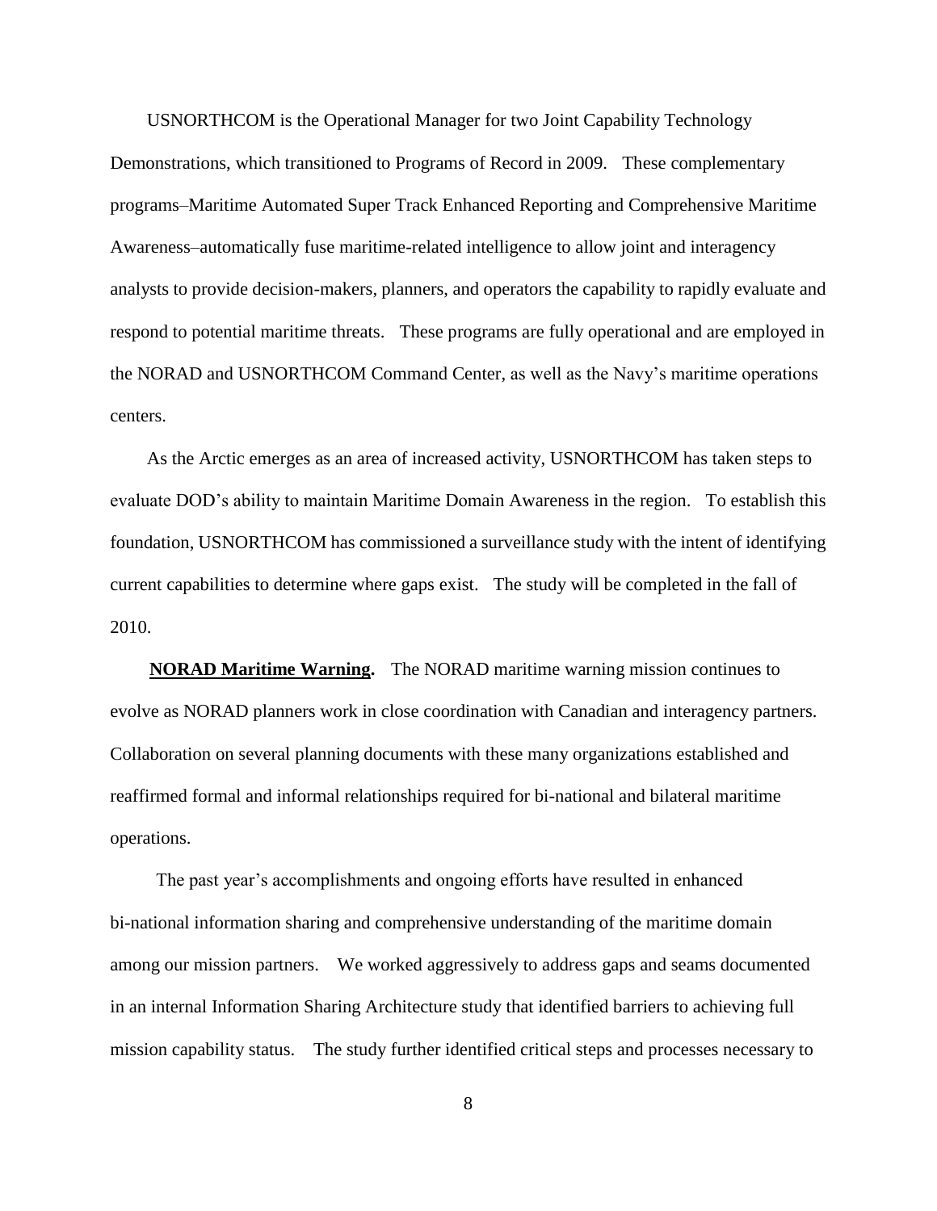USNORTHCOM is the Operational Manager for two Joint Capability Technology Demonstrations, which transitioned to Programs of Record in 2009. These complementary programs–Maritime Automated Super Track Enhanced Reporting and Comprehensive Maritime Awareness–automatically fuse maritime-related intelligence to allow joint and interagency analysts to provide decision-makers, planners, and operators the capability to rapidly evaluate and respond to potential maritime threats. These programs are fully operational and are employed in the NORAD and USNORTHCOM Command Center, as well as the Navy's maritime operations centers.

As the Arctic emerges as an area of increased activity, USNORTHCOM has taken steps to evaluate DOD's ability to maintain Maritime Domain Awareness in the region. To establish this foundation, USNORTHCOM has commissioned a surveillance study with the intent of identifying current capabilities to determine where gaps exist. The study will be completed in the fall of 2010.

**NORAD Maritime Warning.** The NORAD maritime warning mission continues to evolve as NORAD planners work in close coordination with Canadian and interagency partners. Collaboration on several planning documents with these many organizations established and reaffirmed formal and informal relationships required for bi-national and bilateral maritime operations.

The past year's accomplishments and ongoing efforts have resulted in enhanced bi-national information sharing and comprehensive understanding of the maritime domain among our mission partners. We worked aggressively to address gaps and seams documented in an internal Information Sharing Architecture study that identified barriers to achieving full mission capability status. The study further identified critical steps and processes necessary to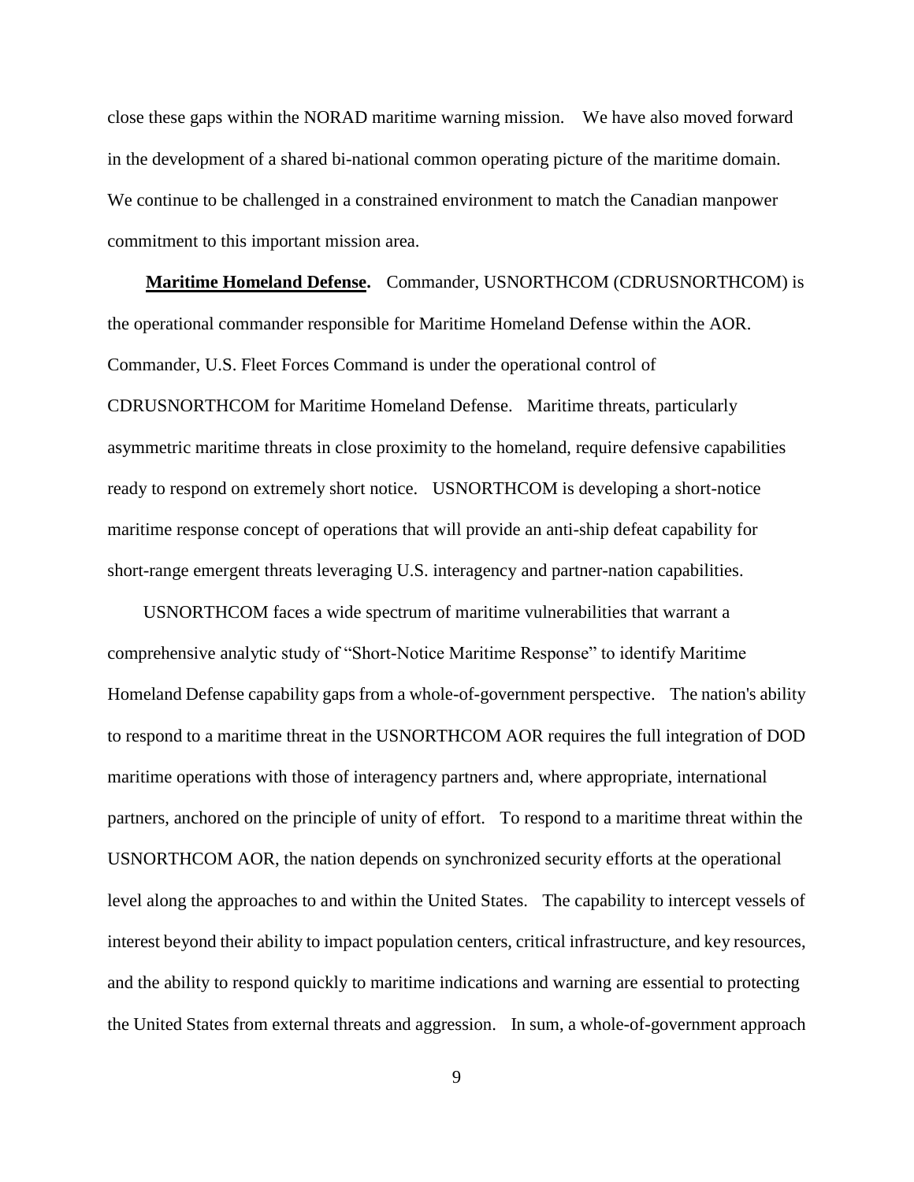close these gaps within the NORAD maritime warning mission. We have also moved forward in the development of a shared bi-national common operating picture of the maritime domain. We continue to be challenged in a constrained environment to match the Canadian manpower commitment to this important mission area.

**Maritime Homeland Defense.** Commander, USNORTHCOM (CDRUSNORTHCOM) is the operational commander responsible for Maritime Homeland Defense within the AOR. Commander, U.S. Fleet Forces Command is under the operational control of CDRUSNORTHCOM for Maritime Homeland Defense. Maritime threats, particularly asymmetric maritime threats in close proximity to the homeland, require defensive capabilities ready to respond on extremely short notice. USNORTHCOM is developing a short-notice maritime response concept of operations that will provide an anti-ship defeat capability for short-range emergent threats leveraging U.S. interagency and partner-nation capabilities.

USNORTHCOM faces a wide spectrum of maritime vulnerabilities that warrant a comprehensive analytic study of "Short-Notice Maritime Response" to identify Maritime Homeland Defense capability gaps from a whole-of-government perspective. The nation's ability to respond to a maritime threat in the USNORTHCOM AOR requires the full integration of DOD maritime operations with those of interagency partners and, where appropriate, international partners, anchored on the principle of unity of effort. To respond to a maritime threat within the USNORTHCOM AOR, the nation depends on synchronized security efforts at the operational level along the approaches to and within the United States. The capability to intercept vessels of interest beyond their ability to impact population centers, critical infrastructure, and key resources, and the ability to respond quickly to maritime indications and warning are essential to protecting the United States from external threats and aggression. In sum, a whole-of-government approach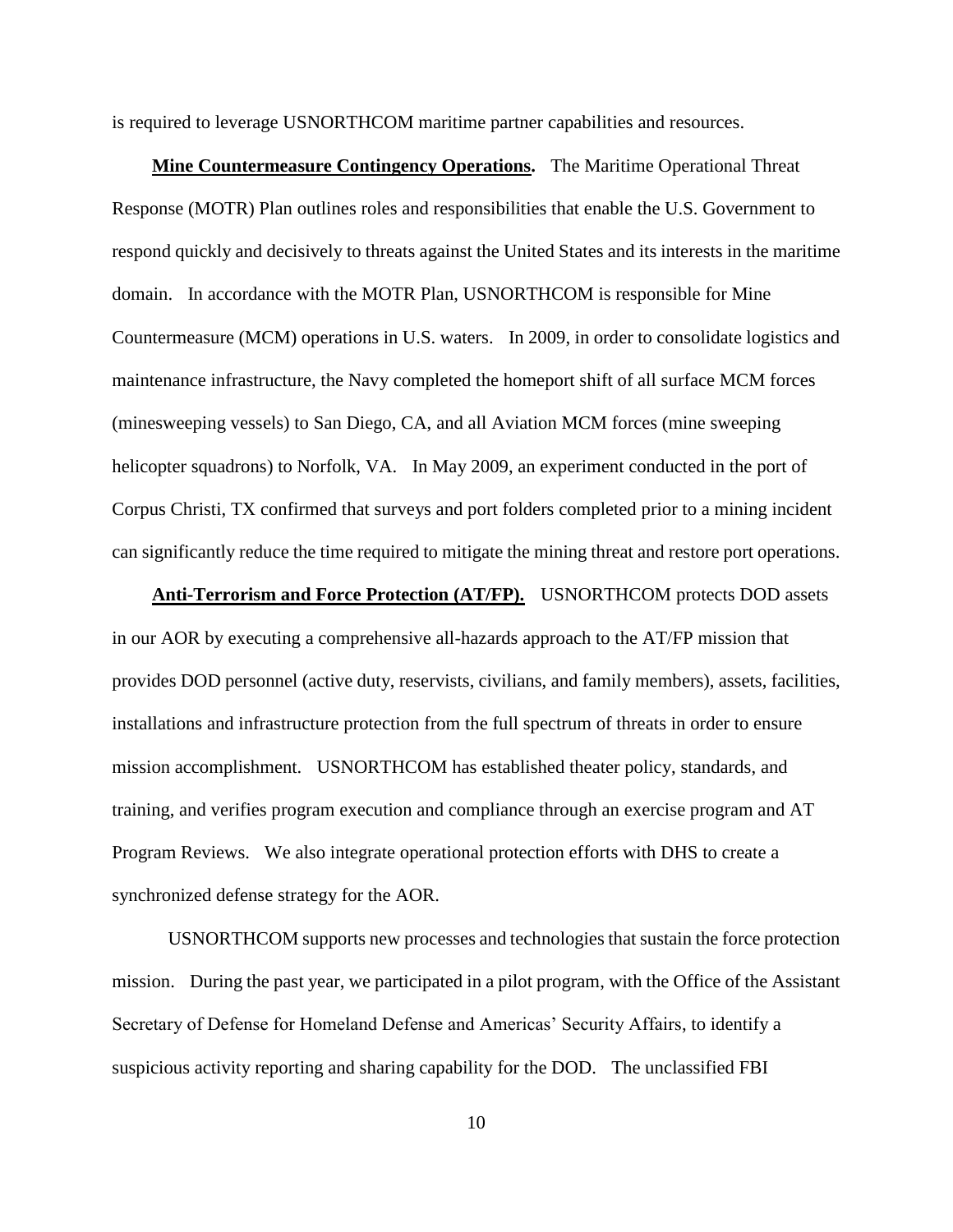is required to leverage USNORTHCOM maritime partner capabilities and resources.

**Mine Countermeasure Contingency Operations.** The Maritime Operational Threat Response (MOTR) Plan outlines roles and responsibilities that enable the U.S. Government to respond quickly and decisively to threats against the United States and its interests in the maritime domain. In accordance with the MOTR Plan, USNORTHCOM is responsible for Mine Countermeasure (MCM) operations in U.S. waters. In 2009, in order to consolidate logistics and maintenance infrastructure, the Navy completed the homeport shift of all surface MCM forces (minesweeping vessels) to San Diego, CA, and all Aviation MCM forces (mine sweeping helicopter squadrons) to Norfolk, VA. In May 2009, an experiment conducted in the port of Corpus Christi, TX confirmed that surveys and port folders completed prior to a mining incident can significantly reduce the time required to mitigate the mining threat and restore port operations.

**Anti-Terrorism and Force Protection (AT/FP).** USNORTHCOM protects DOD assets in our AOR by executing a comprehensive all-hazards approach to the AT/FP mission that provides DOD personnel (active duty, reservists, civilians, and family members), assets, facilities, installations and infrastructure protection from the full spectrum of threats in order to ensure mission accomplishment. USNORTHCOM has established theater policy, standards, and training, and verifies program execution and compliance through an exercise program and AT Program Reviews. We also integrate operational protection efforts with DHS to create a synchronized defense strategy for the AOR.

USNORTHCOM supports new processes and technologies that sustain the force protection mission. During the past year, we participated in a pilot program, with the Office of the Assistant Secretary of Defense for Homeland Defense and Americas' Security Affairs, to identify a suspicious activity reporting and sharing capability for the DOD. The unclassified FBI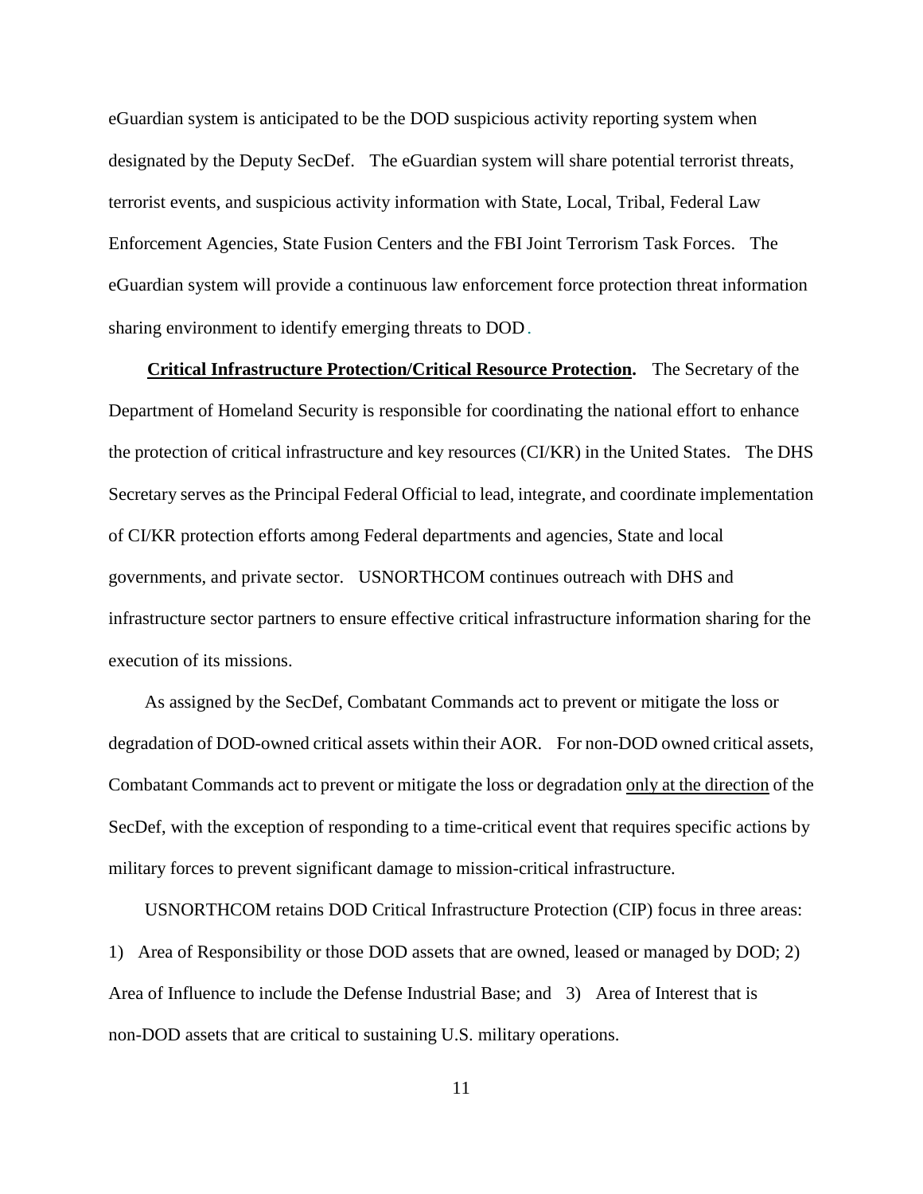eGuardian system is anticipated to be the DOD suspicious activity reporting system when designated by the Deputy SecDef. The eGuardian system will share potential terrorist threats, terrorist events, and suspicious activity information with State, Local, Tribal, Federal Law Enforcement Agencies, State Fusion Centers and the FBI Joint Terrorism Task Forces. The eGuardian system will provide a continuous law enforcement force protection threat information sharing environment to identify emerging threats to DOD.

**Critical Infrastructure Protection/Critical Resource Protection.** The Secretary of the Department of Homeland Security is responsible for coordinating the national effort to enhance the protection of critical infrastructure and key resources (CI/KR) in the United States. The DHS Secretary serves as the Principal Federal Official to lead, integrate, and coordinate implementation of CI/KR protection efforts among Federal departments and agencies, State and local governments, and private sector. USNORTHCOM continues outreach with DHS and infrastructure sector partners to ensure effective critical infrastructure information sharing for the execution of its missions.

As assigned by the SecDef, Combatant Commands act to prevent or mitigate the loss or degradation of DOD-owned critical assets within their AOR. For non-DOD owned critical assets, Combatant Commands act to prevent or mitigate the loss or degradation only at the direction of the SecDef, with the exception of responding to a time-critical event that requires specific actions by military forces to prevent significant damage to mission-critical infrastructure.

USNORTHCOM retains DOD Critical Infrastructure Protection (CIP) focus in three areas: 1) Area of Responsibility or those DOD assets that are owned, leased or managed by DOD; 2) Area of Influence to include the Defense Industrial Base; and 3) Area of Interest that is non-DOD assets that are critical to sustaining U.S. military operations.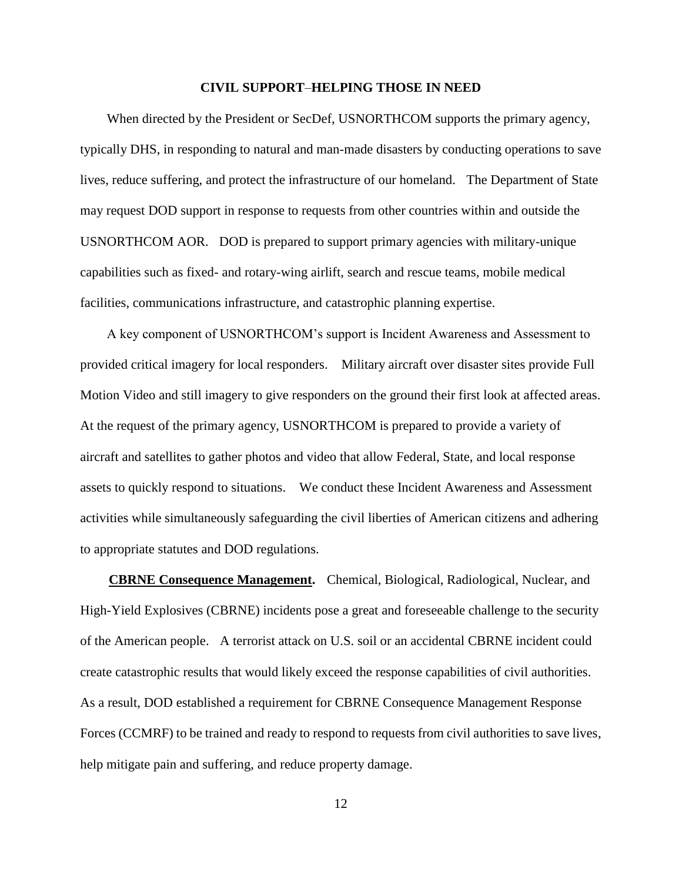## CIVIL SUPPORT–HELPING THOSE IN NEED

When directed by the President or SecDef, USNORTHCOM supports the primary agency, typically DHS, in responding to natural and man-made disasters by conducting operations to save lives, reduce suffering, and protect the infrastructure of our homeland. The Department of State may request DOD support in response to requests from other countries within and outside the USNORTHCOM AOR. DOD is prepared to support primary agencies with military-unique capabilities such as fixed- and rotary-wing airlift, search and rescue teams, mobile medical facilities, communications infrastructure, and catastrophic planning expertise.

A key component of USNORTHCOM's support is Incident Awareness and Assessment to provided critical imagery for local responders. Military aircraft over disaster sites provide Full Motion Video and still imagery to give responders on the ground their first look at affected areas. At the request of the primary agency, USNORTHCOM is prepared to provide a variety of aircraft and satellites to gather photos and video that allow Federal, State, and local response assets to quickly respond to situations. We conduct these Incident Awareness and Assessment activities while simultaneously safeguarding the civil liberties of American citizens and adhering to appropriate statutes and DOD regulations.

**CBRNE Consequence Management.** Chemical, Biological, Radiological, Nuclear, and High-Yield Explosives (CBRNE) incidents pose a great and foreseeable challenge to the security of the American people. A terrorist attack on U.S. soil or an accidental CBRNE incident could create catastrophic results that would likely exceed the response capabilities of civil authorities. As a result, DOD established a requirement for CBRNE Consequence Management Response Forces (CCMRF) to be trained and ready to respond to requests from civil authorities to save lives, help mitigate pain and suffering, and reduce property damage.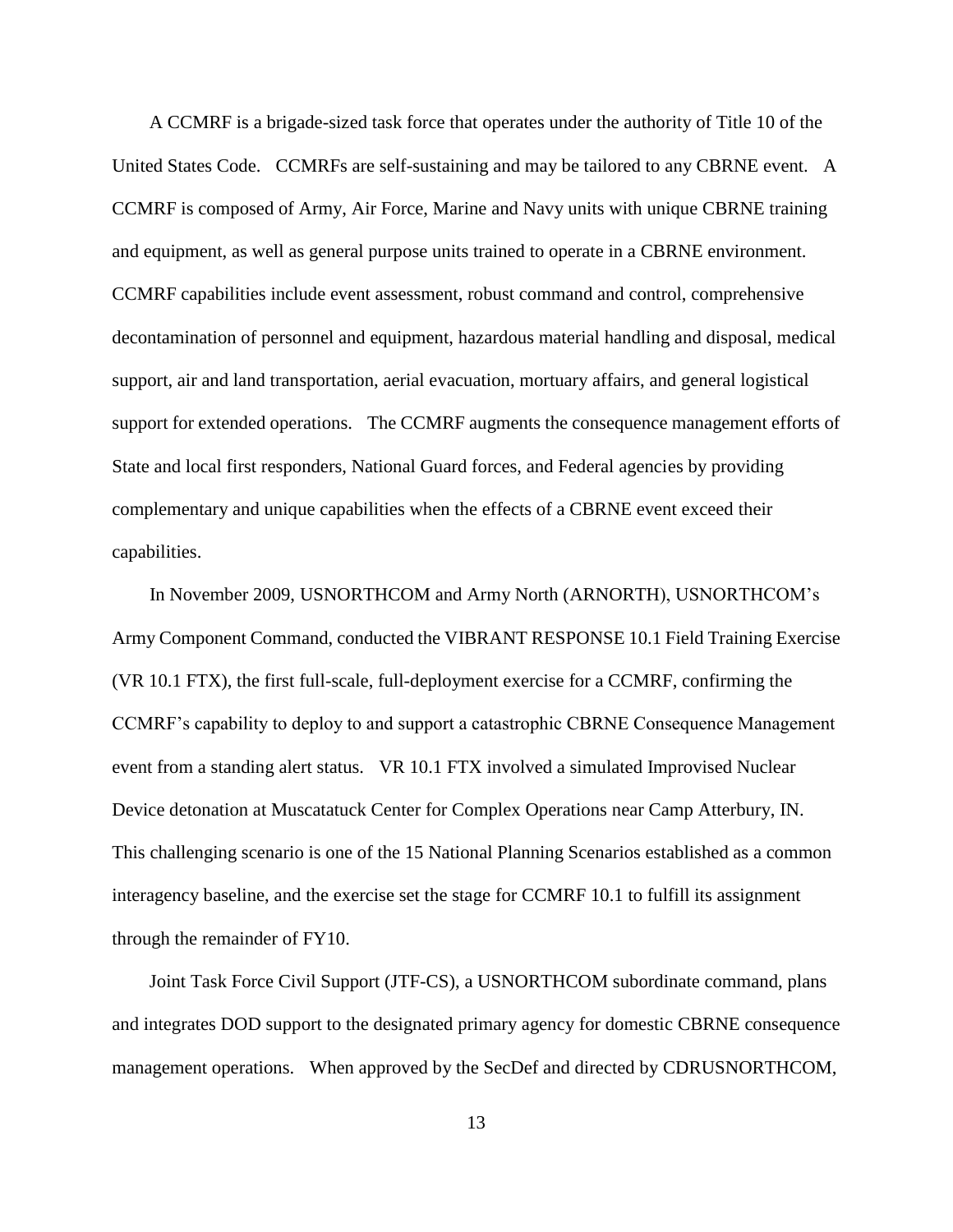A CCMRF is a brigade-sized task force that operates under the authority of Title 10 of the United States Code. CCMRFs are self-sustaining and may be tailored to any CBRNE event. A CCMRF is composed of Army, Air Force, Marine and Navy units with unique CBRNE training and equipment, as well as general purpose units trained to operate in a CBRNE environment. CCMRF capabilities include event assessment, robust command and control, comprehensive decontamination of personnel and equipment, hazardous material handling and disposal, medical support, air and land transportation, aerial evacuation, mortuary affairs, and general logistical support for extended operations. The CCMRF augments the consequence management efforts of State and local first responders, National Guard forces, and Federal agencies by providing complementary and unique capabilities when the effects of a CBRNE event exceed their capabilities.

In November 2009, USNORTHCOM and Army North (ARNORTH), USNORTHCOM's Army Component Command, conducted the VIBRANT RESPONSE 10.1 Field Training Exercise (VR 10.1 FTX), the first full-scale, full-deployment exercise for a CCMRF, confirming the CCMRF's capability to deploy to and support a catastrophic CBRNE Consequence Management event from a standing alert status. VR 10.1 FTX involved a simulated Improvised Nuclear Device detonation at Muscatatuck Center for Complex Operations near Camp Atterbury, IN. This challenging scenario is one of the 15 National Planning Scenarios established as a common interagency baseline, and the exercise set the stage for CCMRF 10.1 to fulfill its assignment through the remainder of FY10.

Joint Task Force Civil Support (JTF-CS), a USNORTHCOM subordinate command, plans and integrates DOD support to the designated primary agency for domestic CBRNE consequence management operations. When approved by the SecDef and directed by CDRUSNORTHCOM,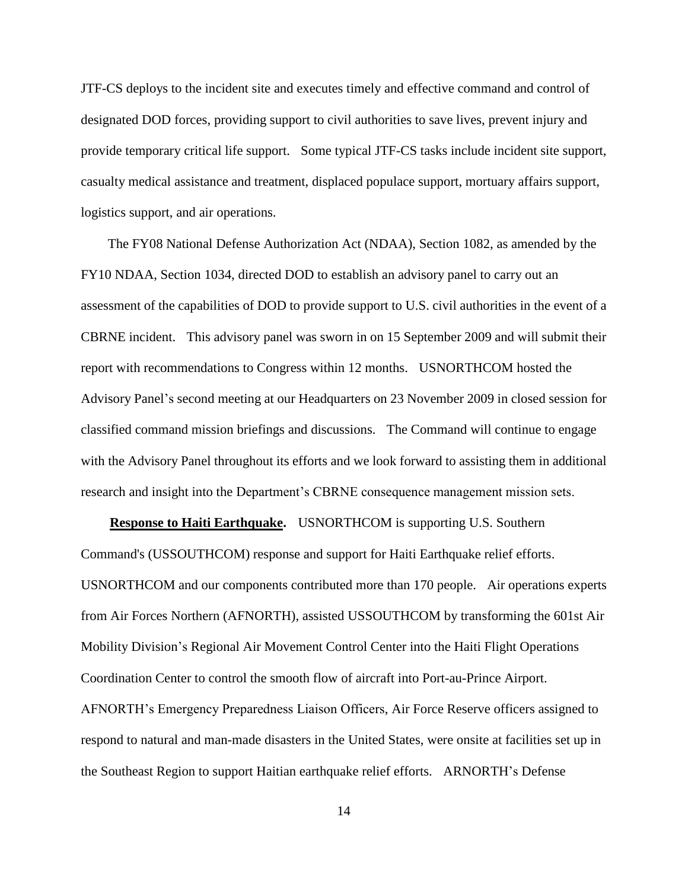JTF-CS deploys to the incident site and executes timely and effective command and control of designated DOD forces, providing support to civil authorities to save lives, prevent injury and provide temporary critical life support. Some typical JTF-CS tasks include incident site support, casualty medical assistance and treatment, displaced populace support, mortuary affairs support, logistics support, and air operations.

The FY08 National Defense Authorization Act (NDAA), Section 1082, as amended by the FY10 NDAA, Section 1034, directed DOD to establish an advisory panel to carry out an assessment of the capabilities of DOD to provide support to U.S. civil authorities in the event of a CBRNE incident. This advisory panel was sworn in on 15 September 2009 and will submit their report with recommendations to Congress within 12 months. USNORTHCOM hosted the Advisory Panel's second meeting at our Headquarters on 23 November 2009 in closed session for classified command mission briefings and discussions. The Command will continue to engage with the Advisory Panel throughout its efforts and we look forward to assisting them in additional research and insight into the Department's CBRNE consequence management mission sets.

**Response to Haiti Earthquake.** USNORTHCOM is supporting U.S. Southern Command's (USSOUTHCOM) response and support for Haiti Earthquake relief efforts. USNORTHCOM and our components contributed more than 170 people. Air operations experts from Air Forces Northern (AFNORTH), assisted USSOUTHCOM by transforming the 601st Air Mobility Division's Regional Air Movement Control Center into the Haiti Flight Operations Coordination Center to control the smooth flow of aircraft into Port-au-Prince Airport. AFNORTH's Emergency Preparedness Liaison Officers, Air Force Reserve officers assigned to respond to natural and man-made disasters in the United States, were onsite at facilities set up in the Southeast Region to support Haitian earthquake relief efforts. ARNORTH's Defense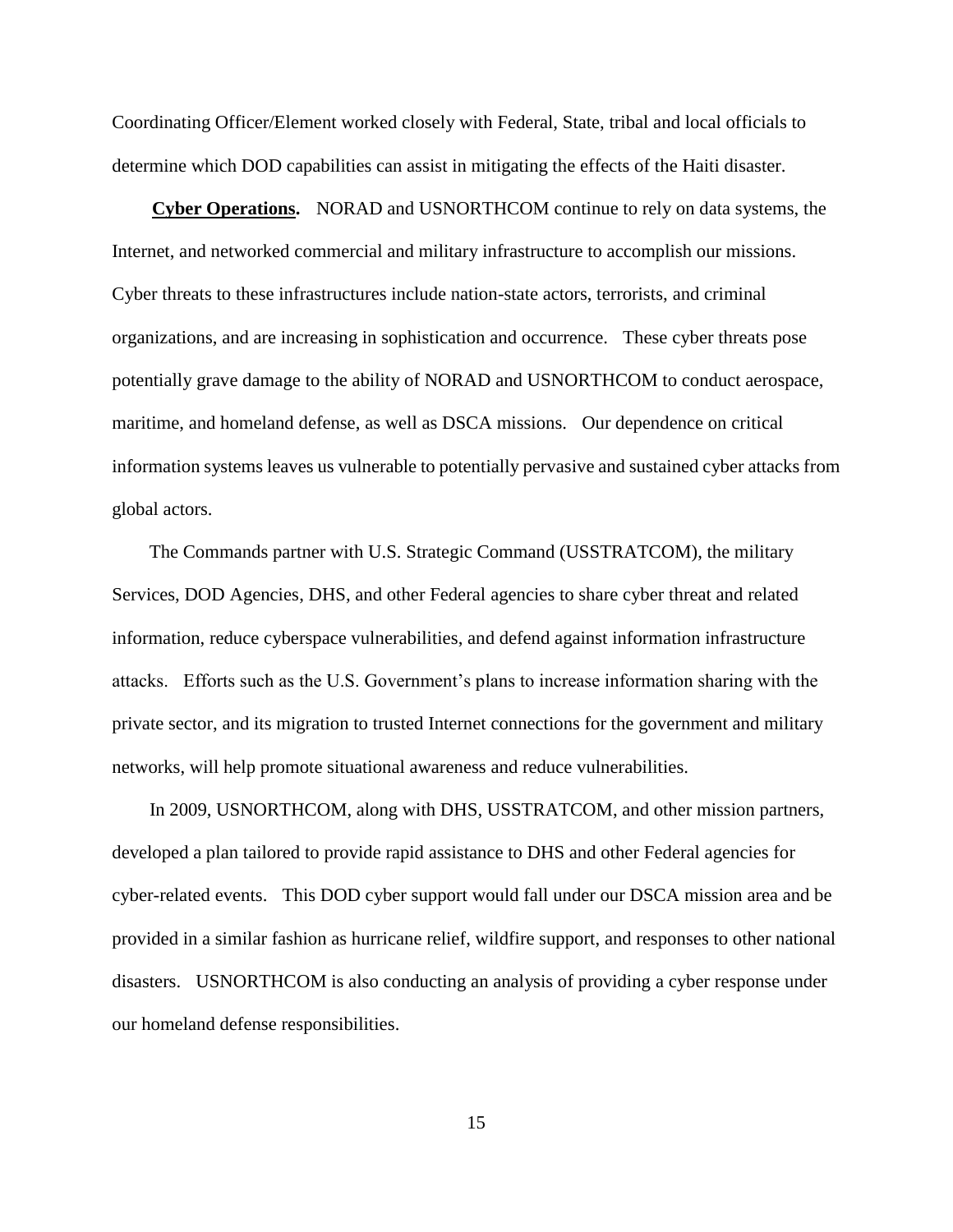Coordinating Officer/Element worked closely with Federal, State, tribal and local officials to determine which DOD capabilities can assist in mitigating the effects of the Haiti disaster.

**Cyber Operations.** NORAD and USNORTHCOM continue to rely on data systems, the Internet, and networked commercial and military infrastructure to accomplish our missions. Cyber threats to these infrastructures include nation-state actors, terrorists, and criminal organizations, and are increasing in sophistication and occurrence. These cyber threats pose potentially grave damage to the ability of NORAD and USNORTHCOM to conduct aerospace, maritime, and homeland defense, as well as DSCA missions. Our dependence on critical information systems leaves us vulnerable to potentially pervasive and sustained cyber attacks from global actors.

The Commands partner with U.S. Strategic Command (USSTRATCOM), the military Services, DOD Agencies, DHS, and other Federal agencies to share cyber threat and related information, reduce cyberspace vulnerabilities, and defend against information infrastructure attacks. Efforts such as the U.S. Government's plans to increase information sharing with the private sector, and its migration to trusted Internet connections for the government and military networks, will help promote situational awareness and reduce vulnerabilities.

In 2009, USNORTHCOM, along with DHS, USSTRATCOM, and other mission partners, developed a plan tailored to provide rapid assistance to DHS and other Federal agencies for cyber-related events. This DOD cyber support would fall under our DSCA mission area and be provided in a similar fashion as hurricane relief, wildfire support, and responses to other national disasters. USNORTHCOM is also conducting an analysis of providing a cyber response under our homeland defense responsibilities.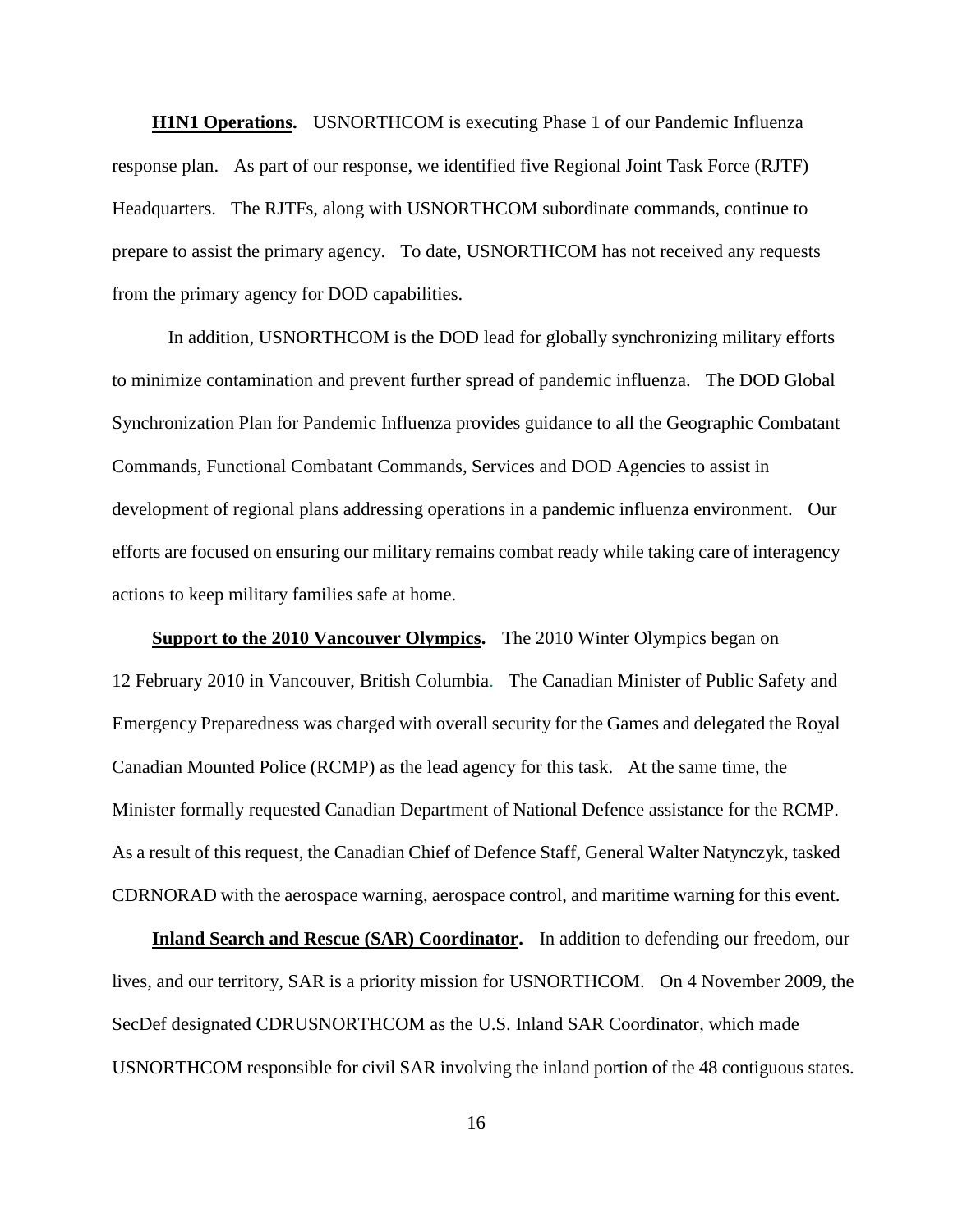**H1N1 Operations.** USNORTHCOM is executing Phase 1 of our Pandemic Influenza response plan. As part of our response, we identified five Regional Joint Task Force (RJTF) Headquarters. The RJTFs, along with USNORTHCOM subordinate commands, continue to prepare to assist the primary agency. To date, USNORTHCOM has not received any requests from the primary agency for DOD capabilities.

In addition, USNORTHCOM is the DOD lead for globally synchronizing military efforts to minimize contamination and prevent further spread of pandemic influenza. The DOD Global Synchronization Plan for Pandemic Influenza provides guidance to all the Geographic Combatant Commands, Functional Combatant Commands, Services and DOD Agencies to assist in development of regional plans addressing operations in a pandemic influenza environment. Our efforts are focused on ensuring our military remains combat ready while taking care of interagency actions to keep military families safe at home.

**Support to the 2010 Vancouver Olympics.** The 2010 Winter Olympics began on 12 February 2010 in Vancouver, British Columbia. The Canadian Minister of Public Safety and Emergency Preparedness was charged with overall security for the Games and delegated the Royal Canadian Mounted Police (RCMP) as the lead agency for this task. At the same time, the Minister formally requested Canadian Department of National Defence assistance for the RCMP. As a result of this request, the Canadian Chief of Defence Staff, General Walter Natynczyk, tasked CDRNORAD with the aerospace warning, aerospace control, and maritime warning for this event.

**Inland Search and Rescue (SAR) Coordinator.** In addition to defending our freedom, our lives, and our territory, SAR is a priority mission for USNORTHCOM. On 4 November 2009, the SecDef designated CDRUSNORTHCOM as the U.S. Inland SAR Coordinator, which made USNORTHCOM responsible for civil SAR involving the inland portion of the 48 contiguous states.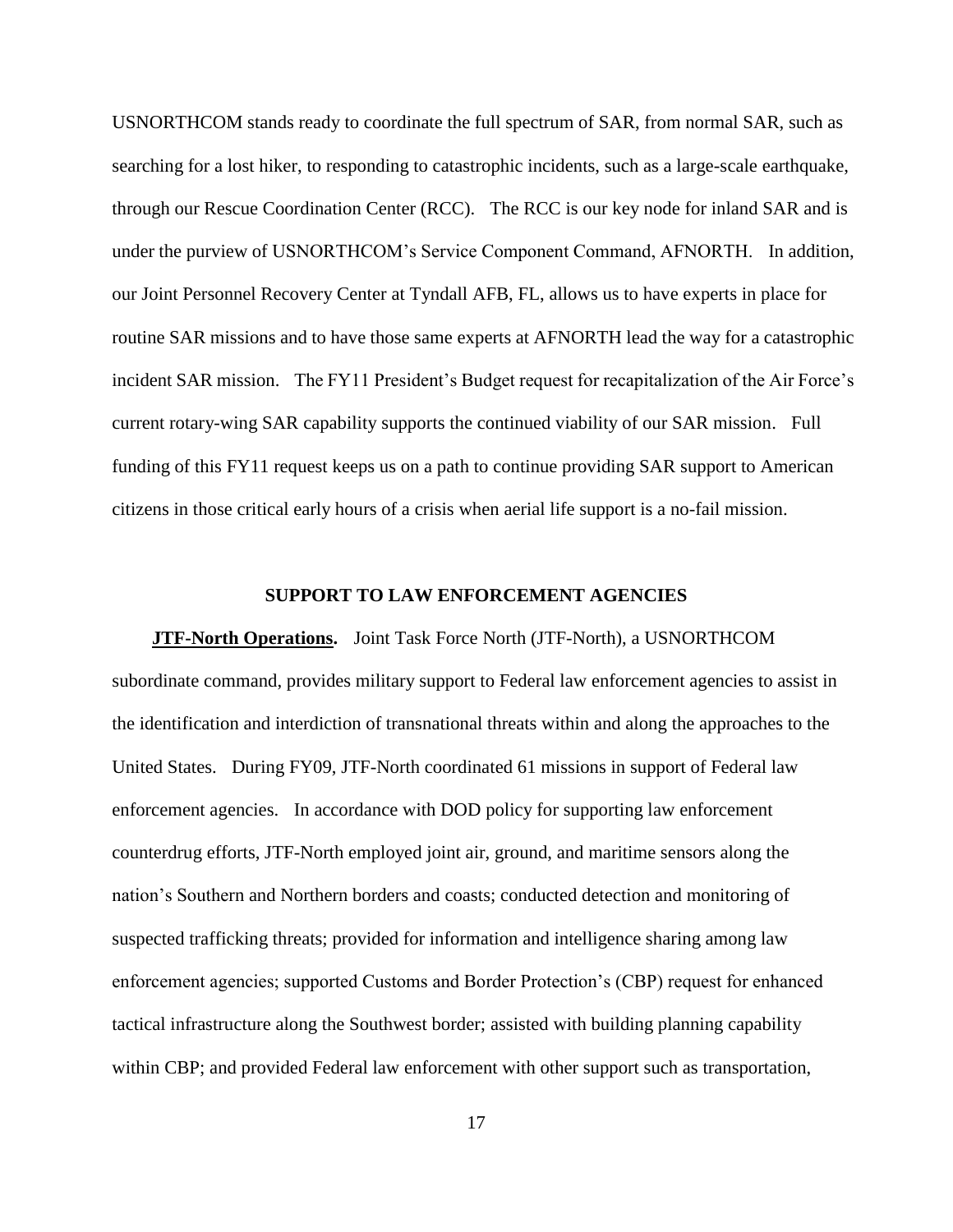USNORTHCOM stands ready to coordinate the full spectrum of SAR, from normal SAR, such as searching for a lost hiker, to responding to catastrophic incidents, such as a large-scale earthquake, through our Rescue Coordination Center (RCC). The RCC is our key node for inland SAR and is under the purview of USNORTHCOM's Service Component Command, AFNORTH. In addition, our Joint Personnel Recovery Center at Tyndall AFB, FL, allows us to have experts in place for routine SAR missions and to have those same experts at AFNORTH lead the way for a catastrophic incident SAR mission. The FY11 President's Budget request for recapitalization of the Air Force's current rotary-wing SAR capability supports the continued viability of our SAR mission. Full funding of this FY11 request keeps us on a path to continue providing SAR support to American citizens in those critical early hours of a crisis when aerial life support is a no-fail mission.

## SUPPORT TO LAW ENFORCEMENT AGENCIES

**JTF-North Operations.** Joint Task Force North (JTF-North), a USNORTHCOM subordinate command, provides military support to Federal law enforcement agencies to assist in the identification and interdiction of transnational threats within and along the approaches to the United States. During FY09, JTF-North coordinated 61 missions in support of Federal law enforcement agencies. In accordance with DOD policy for supporting law enforcement counterdrug efforts, JTF-North employed joint air, ground, and maritime sensors along the nation's Southern and Northern borders and coasts; conducted detection and monitoring of suspected trafficking threats; provided for information and intelligence sharing among law enforcement agencies; supported Customs and Border Protection's (CBP) request for enhanced tactical infrastructure along the Southwest border; assisted with building planning capability within CBP; and provided Federal law enforcement with other support such as transportation,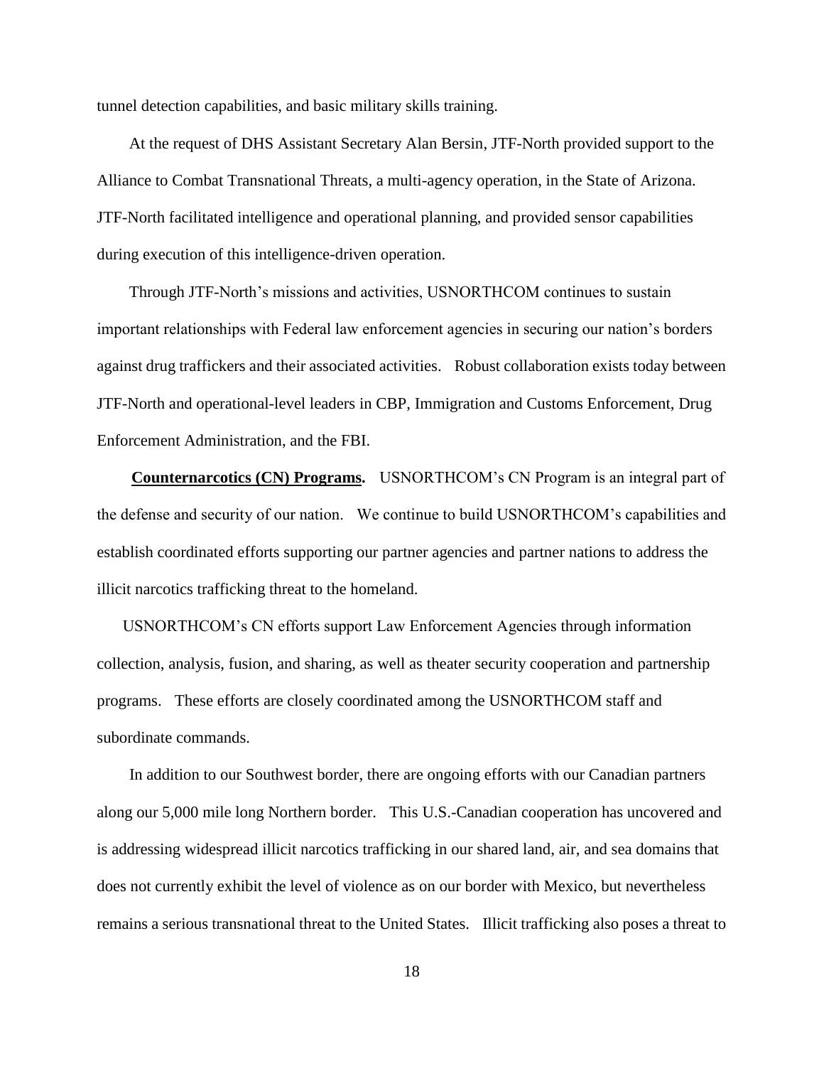tunnel detection capabilities, and basic military skills training.

At the request of DHS Assistant Secretary Alan Bersin, JTF-North provided support to the Alliance to Combat Transnational Threats, a multi-agency operation, in the State of Arizona. JTF-North facilitated intelligence and operational planning, and provided sensor capabilities during execution of this intelligence-driven operation.

Through JTF-North's missions and activities, USNORTHCOM continues to sustain important relationships with Federal law enforcement agencies in securing our nation's borders against drug traffickers and their associated activities. Robust collaboration exists today between JTF-North and operational-level leaders in CBP, Immigration and Customs Enforcement, Drug Enforcement Administration, and the FBI.

**Counternarcotics (CN) Programs.** USNORTHCOM's CN Program is an integral part of the defense and security of our nation. We continue to build USNORTHCOM's capabilities and establish coordinated efforts supporting our partner agencies and partner nations to address the illicit narcotics trafficking threat to the homeland.

USNORTHCOM's CN efforts support Law Enforcement Agencies through information collection, analysis, fusion, and sharing, as well as theater security cooperation and partnership programs. These efforts are closely coordinated among the USNORTHCOM staff and subordinate commands.

In addition to our Southwest border, there are ongoing efforts with our Canadian partners along our 5,000 mile long Northern border. This U.S.-Canadian cooperation has uncovered and is addressing widespread illicit narcotics trafficking in our shared land, air, and sea domains that does not currently exhibit the level of violence as on our border with Mexico, but nevertheless remains a serious transnational threat to the United States. Illicit trafficking also poses a threat to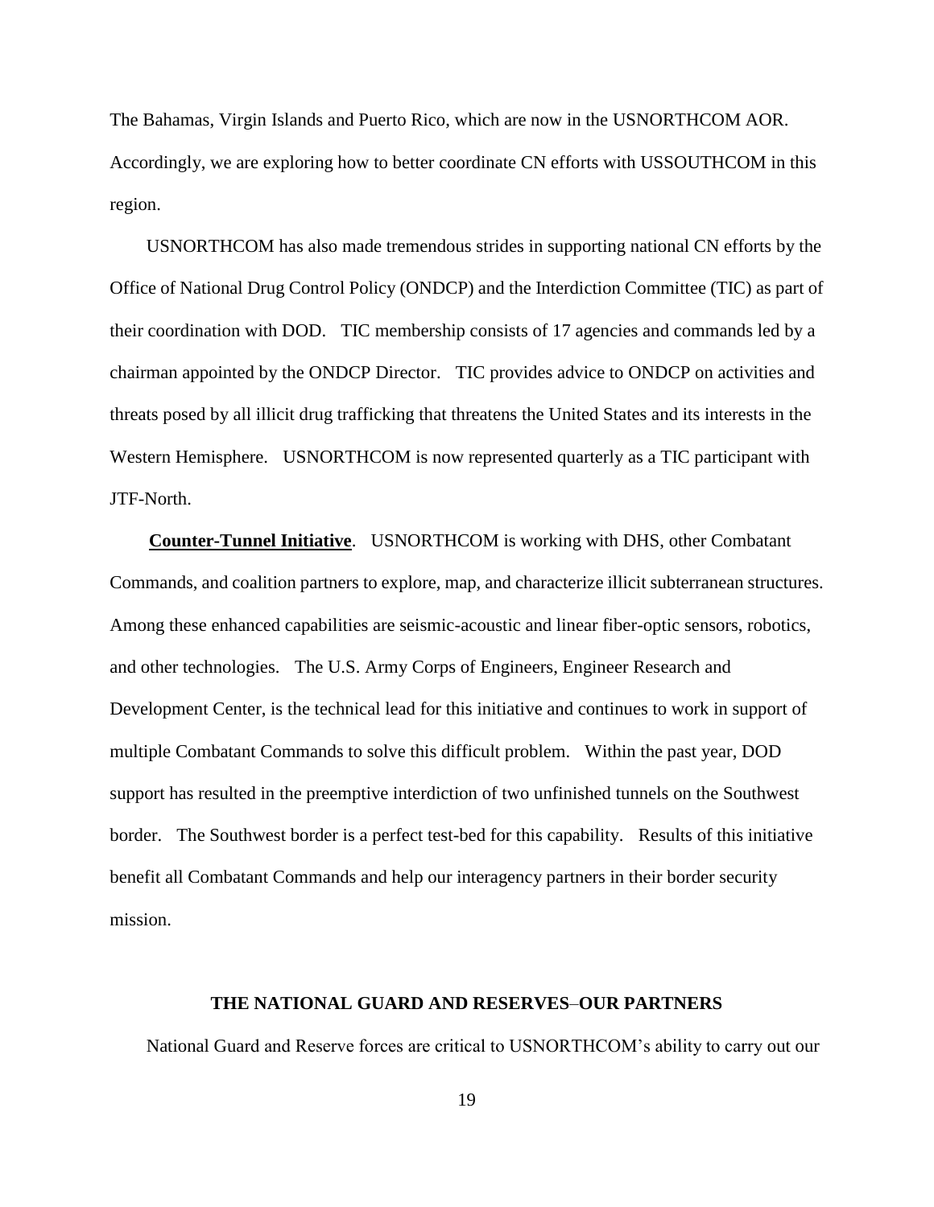The Bahamas, Virgin Islands and Puerto Rico, which are now in the USNORTHCOM AOR. Accordingly, we are exploring how to better coordinate CN efforts with USSOUTHCOM in this region.

USNORTHCOM has also made tremendous strides in supporting national CN efforts by the Office of National Drug Control Policy (ONDCP) and the Interdiction Committee (TIC) as part of their coordination with DOD. TIC membership consists of 17 agencies and commands led by a chairman appointed by the ONDCP Director. TIC provides advice to ONDCP on activities and threats posed by all illicit drug trafficking that threatens the United States and its interests in the Western Hemisphere. USNORTHCOM is now represented quarterly as a TIC participant with JTF-North.

**Counter-Tunnel Initiative**. USNORTHCOM is working with DHS, other Combatant Commands, and coalition partners to explore, map, and characterize illicit subterranean structures. Among these enhanced capabilities are seismic-acoustic and linear fiber-optic sensors, robotics, and other technologies. The U.S. Army Corps of Engineers, Engineer Research and Development Center, is the technical lead for this initiative and continues to work in support of multiple Combatant Commands to solve this difficult problem. Within the past year, DOD support has resulted in the preemptive interdiction of two unfinished tunnels on the Southwest border. The Southwest border is a perfect test-bed for this capability. Results of this initiative benefit all Combatant Commands and help our interagency partners in their border security mission.

## THE NATIONAL GUARD AND RESERVES–OUR PARTNERS

National Guard and Reserve forces are critical to USNORTHCOM's ability to carry out our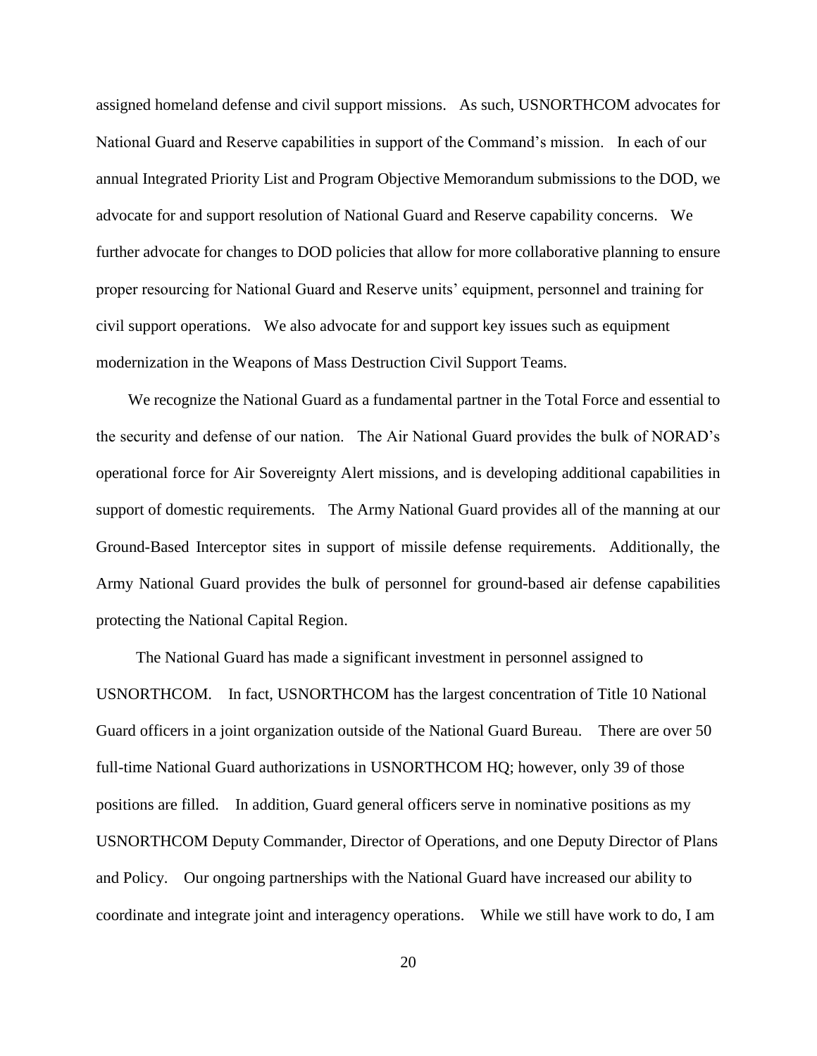assigned homeland defense and civil support missions. As such, USNORTHCOM advocates for National Guard and Reserve capabilities in support of the Command's mission. In each of our annual Integrated Priority List and Program Objective Memorandum submissions to the DOD, we advocate for and support resolution of National Guard and Reserve capability concerns. We further advocate for changes to DOD policies that allow for more collaborative planning to ensure proper resourcing for National Guard and Reserve units' equipment, personnel and training for civil support operations. We also advocate for and support key issues such as equipment modernization in the Weapons of Mass Destruction Civil Support Teams.

We recognize the National Guard as a fundamental partner in the Total Force and essential to the security and defense of our nation. The Air National Guard provides the bulk of NORAD's operational force for Air Sovereignty Alert missions, and is developing additional capabilities in support of domestic requirements. The Army National Guard provides all of the manning at our Ground-Based Interceptor sites in support of missile defense requirements. Additionally, the Army National Guard provides the bulk of personnel for ground-based air defense capabilities protecting the National Capital Region.

The National Guard has made a significant investment in personnel assigned to USNORTHCOM. In fact, USNORTHCOM has the largest concentration of Title 10 National Guard officers in a joint organization outside of the National Guard Bureau. There are over 50 full-time National Guard authorizations in USNORTHCOM HQ; however, only 39 of those positions are filled. In addition, Guard general officers serve in nominative positions as my USNORTHCOM Deputy Commander, Director of Operations, and one Deputy Director of Plans and Policy. Our ongoing partnerships with the National Guard have increased our ability to coordinate and integrate joint and interagency operations. While we still have work to do, I am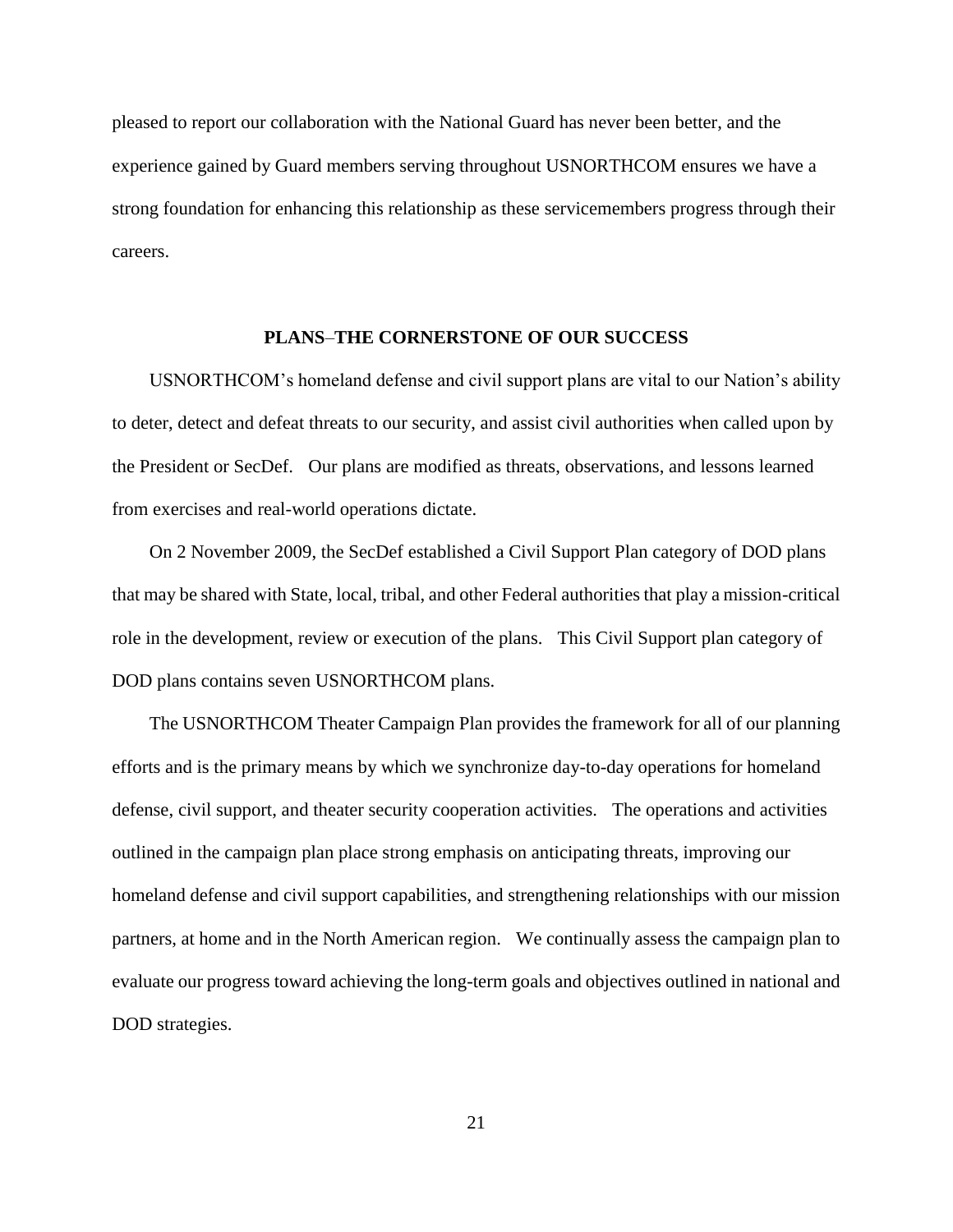pleased to report our collaboration with the National Guard has never been better, and the experience gained by Guard members serving throughout USNORTHCOM ensures we have a strong foundation for enhancing this relationship as these servicemembers progress through their careers.

## PLANS–THE CORNERSTONE OF OUR SUCCESS

USNORTHCOM's homeland defense and civil support plans are vital to our Nation's ability to deter, detect and defeat threats to our security, and assist civil authorities when called upon by the President or SecDef. Our plans are modified as threats, observations, and lessons learned from exercises and real-world operations dictate.

On 2 November 2009, the SecDef established a Civil Support Plan category of DOD plans that may be shared with State, local, tribal, and other Federal authorities that play a mission-critical role in the development, review or execution of the plans. This Civil Support plan category of DOD plans contains seven USNORTHCOM plans.

The USNORTHCOM Theater Campaign Plan provides the framework for all of our planning efforts and is the primary means by which we synchronize day-to-day operations for homeland defense, civil support, and theater security cooperation activities. The operations and activities outlined in the campaign plan place strong emphasis on anticipating threats, improving our homeland defense and civil support capabilities, and strengthening relationships with our mission partners, at home and in the North American region. We continually assess the campaign plan to evaluate our progress toward achieving the long-term goals and objectives outlined in national and DOD strategies.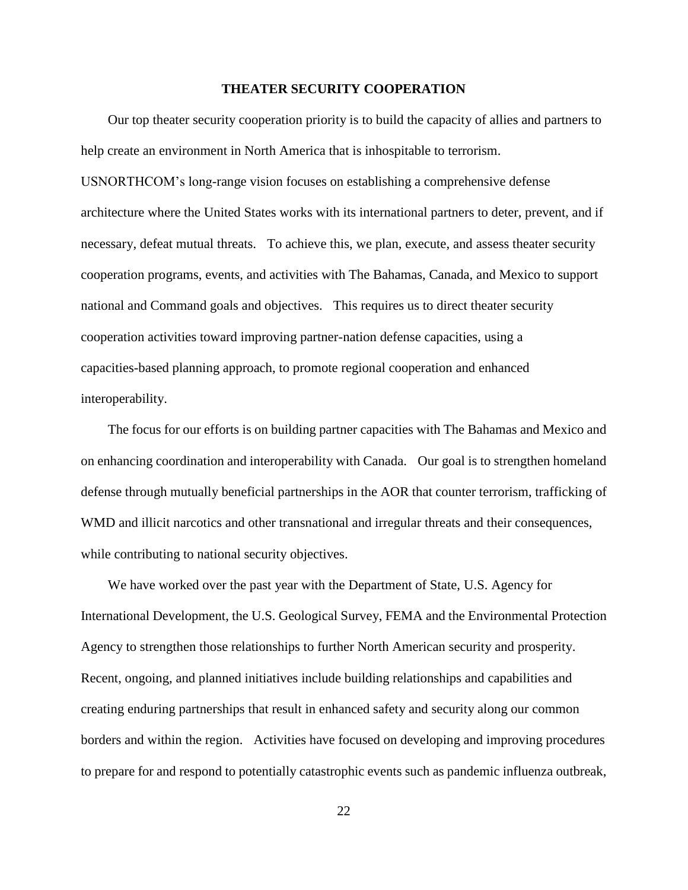## THEATER SECURITY COOPERATION

Our top theater security cooperation priority is to build the capacity of allies and partners to help create an environment in North America that is inhospitable to terrorism. USNORTHCOM's long-range vision focuses on establishing a comprehensive defense architecture where the United States works with its international partners to deter, prevent, and if necessary, defeat mutual threats. To achieve this, we plan, execute, and assess theater security cooperation programs, events, and activities with The Bahamas, Canada, and Mexico to support national and Command goals and objectives. This requires us to direct theater security cooperation activities toward improving partner-nation defense capacities, using a capacities-based planning approach, to promote regional cooperation and enhanced interoperability.

The focus for our efforts is on building partner capacities with The Bahamas and Mexico and on enhancing coordination and interoperability with Canada. Our goal is to strengthen homeland defense through mutually beneficial partnerships in the AOR that counter terrorism, trafficking of WMD and illicit narcotics and other transnational and irregular threats and their consequences, while contributing to national security objectives.

We have worked over the past year with the Department of State, U.S. Agency for International Development, the U.S. Geological Survey, FEMA and the Environmental Protection Agency to strengthen those relationships to further North American security and prosperity. Recent, ongoing, and planned initiatives include building relationships and capabilities and creating enduring partnerships that result in enhanced safety and security along our common borders and within the region. Activities have focused on developing and improving procedures to prepare for and respond to potentially catastrophic events such as pandemic influenza outbreak,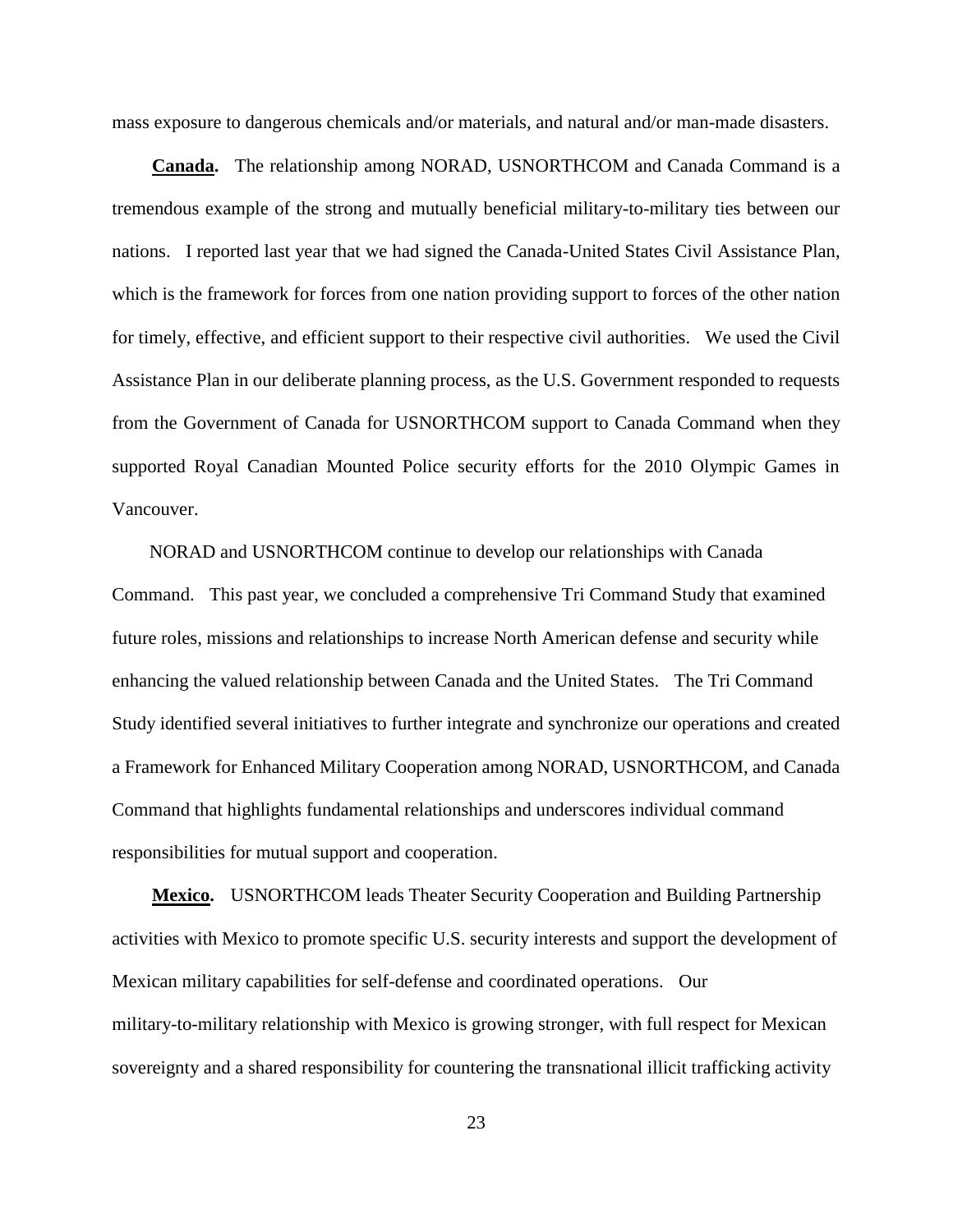mass exposure to dangerous chemicals and/or materials, and natural and/or man-made disasters.

**Canada.** The relationship among NORAD, USNORTHCOM and Canada Command is a tremendous example of the strong and mutually beneficial military-to-military ties between our nations. I reported last year that we had signed the Canada-United States Civil Assistance Plan, which is the framework for forces from one nation providing support to forces of the other nation for timely, effective, and efficient support to their respective civil authorities. We used the Civil Assistance Plan in our deliberate planning process, as the U.S. Government responded to requests from the Government of Canada for USNORTHCOM support to Canada Command when they supported Royal Canadian Mounted Police security efforts for the 2010 Olympic Games in Vancouver.

NORAD and USNORTHCOM continue to develop our relationships with Canada Command. This past year, we concluded a comprehensive Tri Command Study that examined future roles, missions and relationships to increase North American defense and security while enhancing the valued relationship between Canada and the United States. The Tri Command Study identified several initiatives to further integrate and synchronize our operations and created a Framework for Enhanced Military Cooperation among NORAD, USNORTHCOM, and Canada Command that highlights fundamental relationships and underscores individual command responsibilities for mutual support and cooperation.

**Mexico.** USNORTHCOM leads Theater Security Cooperation and Building Partnership activities with Mexico to promote specific U.S. security interests and support the development of Mexican military capabilities for self-defense and coordinated operations. Our military-to-military relationship with Mexico is growing stronger, with full respect for Mexican sovereignty and a shared responsibility for countering the transnational illicit trafficking activity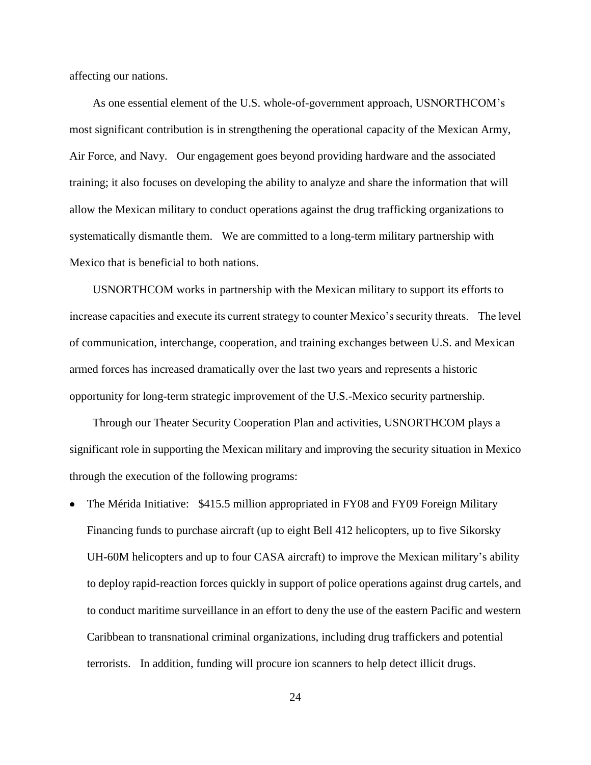affecting our nations.

As one essential element of the U.S. whole-of-government approach, USNORTHCOM's most significant contribution is in strengthening the operational capacity of the Mexican Army, Air Force, and Navy. Our engagement goes beyond providing hardware and the associated training; it also focuses on developing the ability to analyze and share the information that will allow the Mexican military to conduct operations against the drug trafficking organizations to systematically dismantle them. We are committed to a long-term military partnership with Mexico that is beneficial to both nations.

USNORTHCOM works in partnership with the Mexican military to support its efforts to increase capacities and execute its current strategy to counter Mexico's security threats. The level of communication, interchange, cooperation, and training exchanges between U.S. and Mexican armed forces has increased dramatically over the last two years and represents a historic opportunity for long-term strategic improvement of the U.S.-Mexico security partnership.

Through our Theater Security Cooperation Plan and activities, USNORTHCOM plays a significant role in supporting the Mexican military and improving the security situation in Mexico through the execution of the following programs:

- The Mérida Initiative: $415.5 million appropriated in FY08 and FY09 Foreign Military Financing funds to purchase aircraft (up to eight Bell 412 helicopters, up to five Sikorsky UH-60M helicopters and up to four CASA aircraft) to improve the Mexican military's ability to deploy rapid-reaction forces quickly in support of police operations against drug cartels, and to conduct maritime surveillance in an effort to deny the use of the eastern Pacific and western Caribbean to transnational criminal organizations, including drug traffickers and potential terrorists. In addition, funding will procure ion scanners to help detect illicit drugs.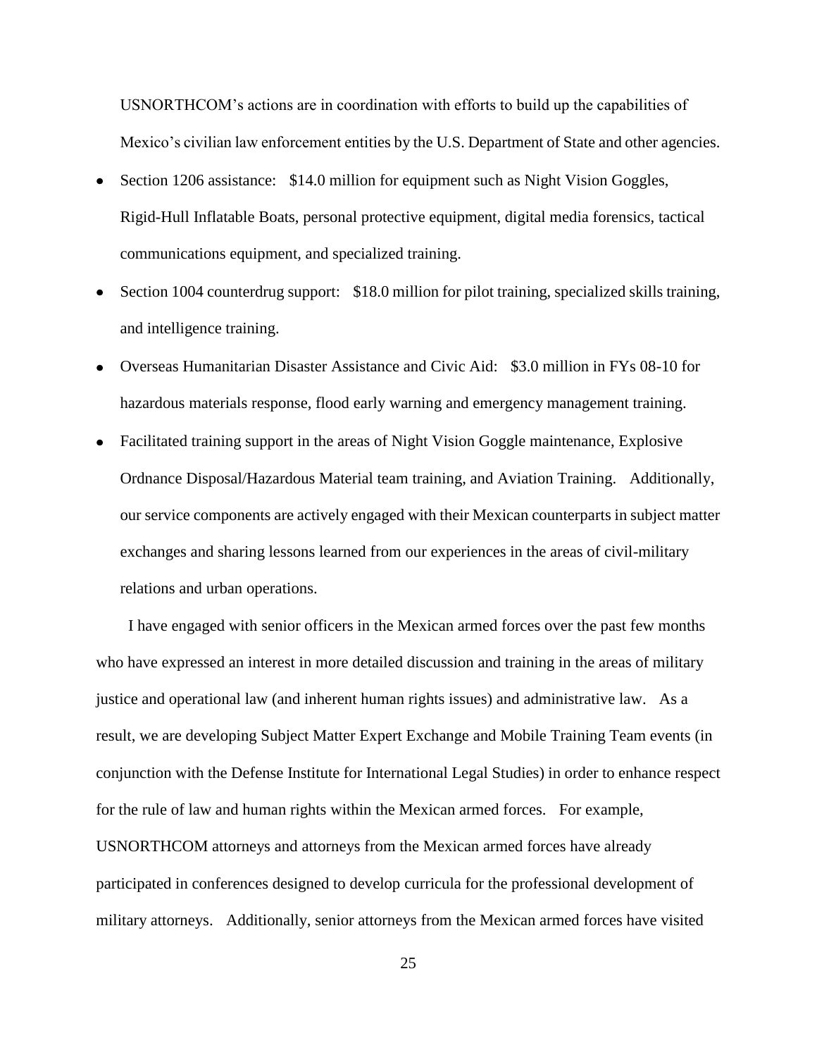USNORTHCOM's actions are in coordination with efforts to build up the capabilities of Mexico's civilian law enforcement entities by the U.S. Department of State and other agencies.

- Section 1206 assistance: $14.0 million for equipment such as Night Vision Goggles, Rigid-Hull Inflatable Boats, personal protective equipment, digital media forensics, tactical communications equipment, and specialized training.
- Section 1004 counterdrug support: $18.0 million for pilot training, specialized skills training, and intelligence training.
- Overseas Humanitarian Disaster Assistance and Civic Aid: $3.0 million in FYs 08-10 for hazardous materials response, flood early warning and emergency management training.
- Facilitated training support in the areas of Night Vision Goggle maintenance, Explosive Ordnance Disposal/Hazardous Material team training, and Aviation Training. Additionally, our service components are actively engaged with their Mexican counterparts in subject matter exchanges and sharing lessons learned from our experiences in the areas of civil-military relations and urban operations.

I have engaged with senior officers in the Mexican armed forces over the past few months who have expressed an interest in more detailed discussion and training in the areas of military justice and operational law (and inherent human rights issues) and administrative law. As a result, we are developing Subject Matter Expert Exchange and Mobile Training Team events (in conjunction with the Defense Institute for International Legal Studies) in order to enhance respect for the rule of law and human rights within the Mexican armed forces. For example, USNORTHCOM attorneys and attorneys from the Mexican armed forces have already participated in conferences designed to develop curricula for the professional development of military attorneys. Additionally, senior attorneys from the Mexican armed forces have visited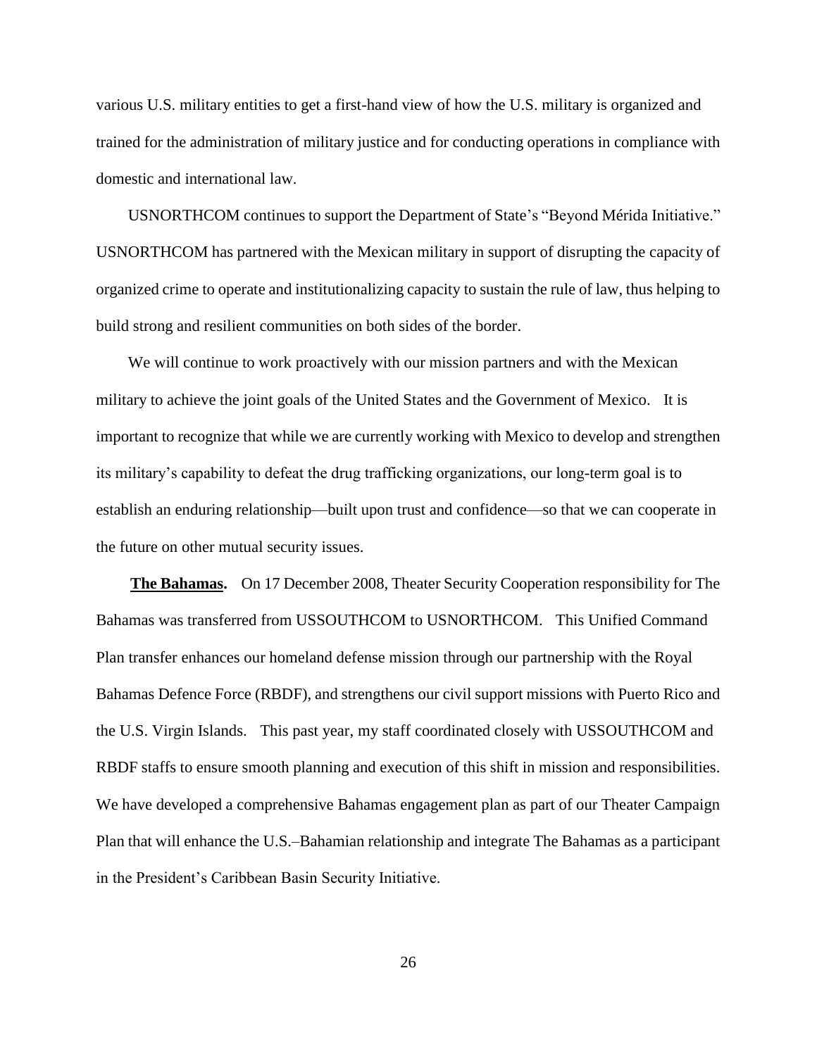various U.S. military entities to get a first-hand view of how the U.S. military is organized and trained for the administration of military justice and for conducting operations in compliance with domestic and international law.

USNORTHCOM continues to support the Department of State's "Beyond Mérida Initiative." USNORTHCOM has partnered with the Mexican military in support of disrupting the capacity of organized crime to operate and institutionalizing capacity to sustain the rule of law, thus helping to build strong and resilient communities on both sides of the border.

We will continue to work proactively with our mission partners and with the Mexican military to achieve the joint goals of the United States and the Government of Mexico. It is important to recognize that while we are currently working with Mexico to develop and strengthen its military's capability to defeat the drug trafficking organizations, our long-term goal is to establish an enduring relationship—built upon trust and confidence—so that we can cooperate in the future on other mutual security issues.

**The Bahamas.** On 17 December 2008, Theater Security Cooperation responsibility for The Bahamas was transferred from USSOUTHCOM to USNORTHCOM. This Unified Command Plan transfer enhances our homeland defense mission through our partnership with the Royal Bahamas Defence Force (RBDF), and strengthens our civil support missions with Puerto Rico and the U.S. Virgin Islands. This past year, my staff coordinated closely with USSOUTHCOM and RBDF staffs to ensure smooth planning and execution of this shift in mission and responsibilities. We have developed a comprehensive Bahamas engagement plan as part of our Theater Campaign Plan that will enhance the U.S.–Bahamian relationship and integrate The Bahamas as a participant in the President's Caribbean Basin Security Initiative.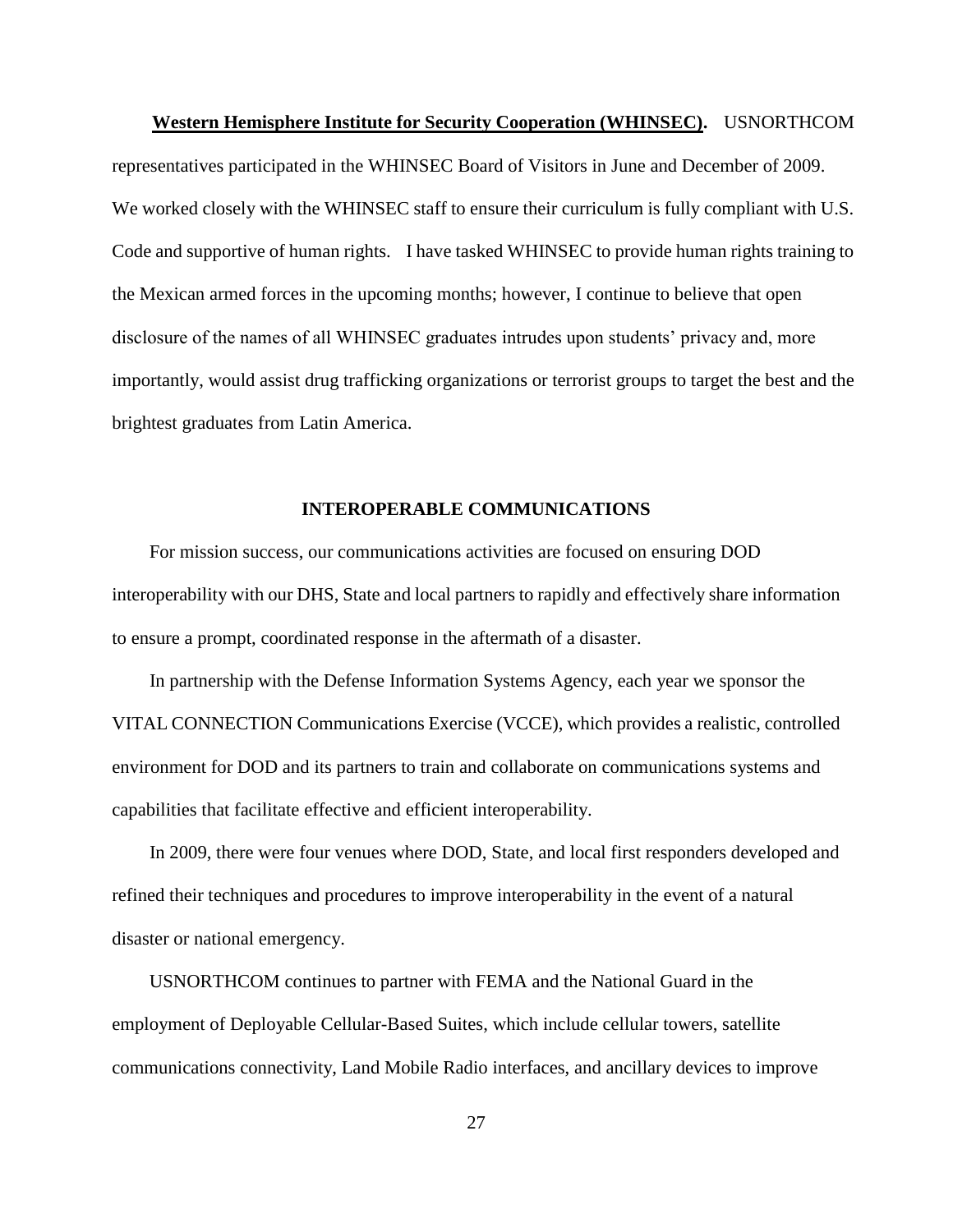**<u>Western Hemisphere Institute for Security Cooperation (WHINSEC).</u>** USNORTHCOM representatives participated in the WHINSEC Board of Visitors in June and December of 2009. We worked closely with the WHINSEC staff to ensure their curriculum is fully compliant with U.S. Code and supportive of human rights. I have tasked WHINSEC to provide human rights training to the Mexican armed forces in the upcoming months; however, I continue to believe that open disclosure of the names of all WHINSEC graduates intrudes upon students' privacy and, more importantly, would assist drug trafficking organizations or terrorist groups to target the best and the brightest graduates from Latin America.

## INTEROPERABLE COMMUNICATIONS

For mission success, our communications activities are focused on ensuring DOD interoperability with our DHS, State and local partners to rapidly and effectively share information to ensure a prompt, coordinated response in the aftermath of a disaster.

In partnership with the Defense Information Systems Agency, each year we sponsor the VITAL CONNECTION Communications Exercise (VCCE), which provides a realistic, controlled environment for DOD and its partners to train and collaborate on communications systems and capabilities that facilitate effective and efficient interoperability.

In 2009, there were four venues where DOD, State, and local first responders developed and refined their techniques and procedures to improve interoperability in the event of a natural disaster or national emergency.

USNORTHCOM continues to partner with FEMA and the National Guard in the employment of Deployable Cellular-Based Suites, which include cellular towers, satellite communications connectivity, Land Mobile Radio interfaces, and ancillary devices to improve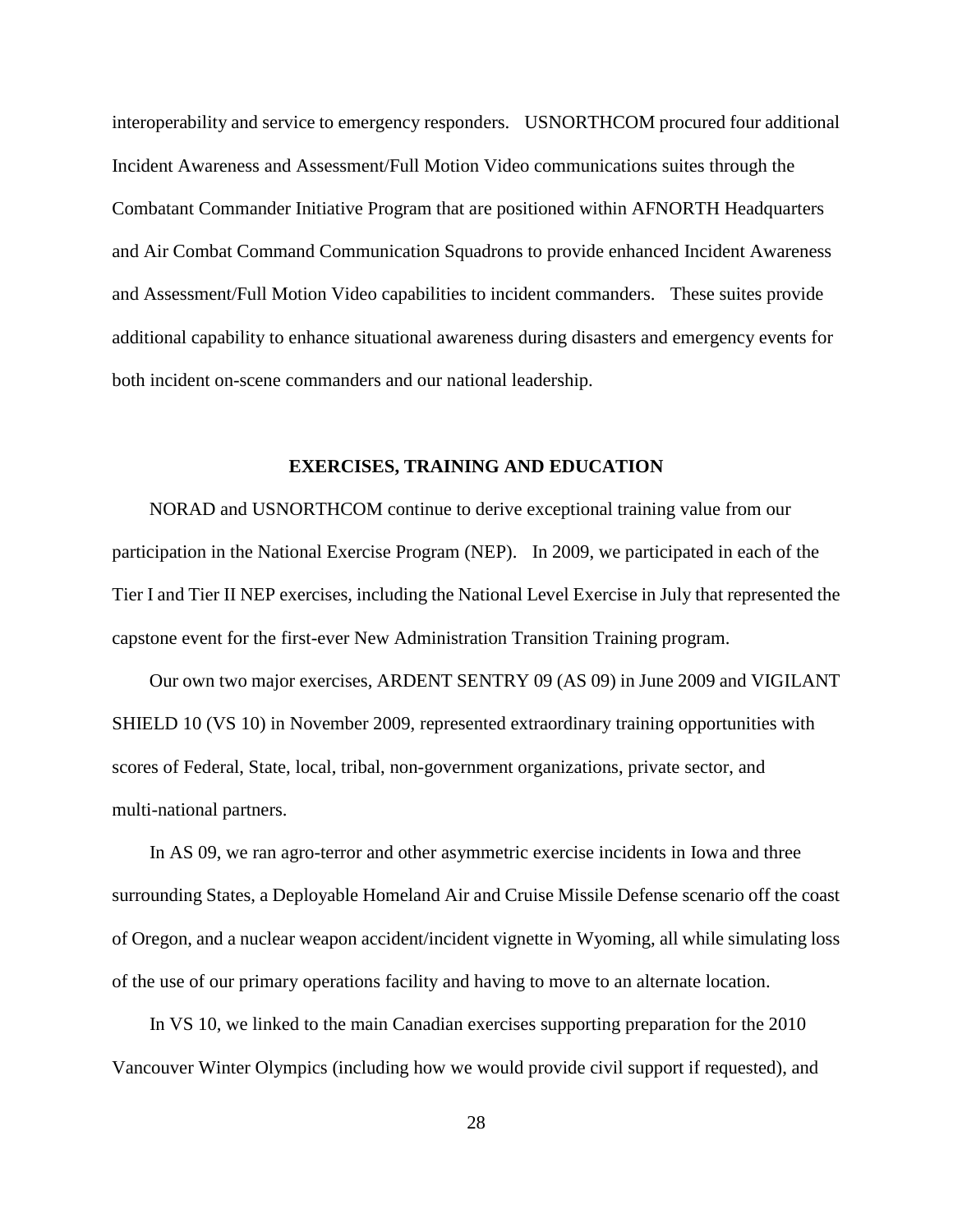interoperability and service to emergency responders. USNORTHCOM procured four additional Incident Awareness and Assessment/Full Motion Video communications suites through the Combatant Commander Initiative Program that are positioned within AFNORTH Headquarters and Air Combat Command Communication Squadrons to provide enhanced Incident Awareness and Assessment/Full Motion Video capabilities to incident commanders. These suites provide additional capability to enhance situational awareness during disasters and emergency events for both incident on-scene commanders and our national leadership.

## EXERCISES, TRAINING AND EDUCATION

NORAD and USNORTHCOM continue to derive exceptional training value from our participation in the National Exercise Program (NEP). In 2009, we participated in each of the Tier I and Tier II NEP exercises, including the National Level Exercise in July that represented the capstone event for the first-ever New Administration Transition Training program.

Our own two major exercises, ARDENT SENTRY 09 (AS 09) in June 2009 and VIGILANT SHIELD 10 (VS 10) in November 2009, represented extraordinary training opportunities with scores of Federal, State, local, tribal, non-government organizations, private sector, and multi-national partners.

In AS 09, we ran agro-terror and other asymmetric exercise incidents in Iowa and three surrounding States, a Deployable Homeland Air and Cruise Missile Defense scenario off the coast of Oregon, and a nuclear weapon accident/incident vignette in Wyoming, all while simulating loss of the use of our primary operations facility and having to move to an alternate location.

In VS 10, we linked to the main Canadian exercises supporting preparation for the 2010 Vancouver Winter Olympics (including how we would provide civil support if requested), and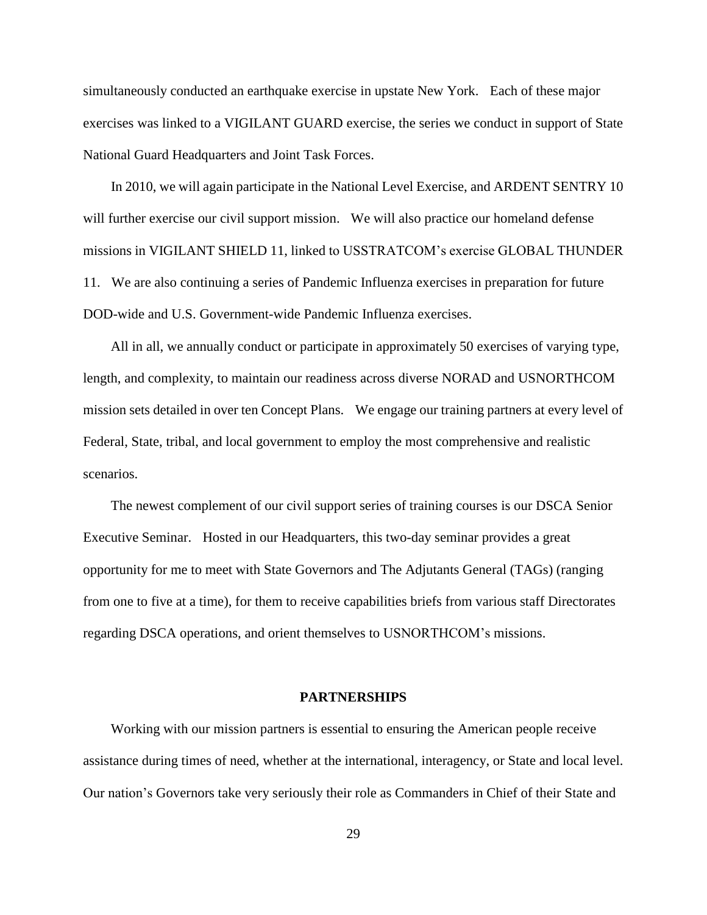simultaneously conducted an earthquake exercise in upstate New York. Each of these major exercises was linked to a VIGILANT GUARD exercise, the series we conduct in support of State National Guard Headquarters and Joint Task Forces.

In 2010, we will again participate in the National Level Exercise, and ARDENT SENTRY 10 will further exercise our civil support mission. We will also practice our homeland defense missions in VIGILANT SHIELD 11, linked to USSTRATCOM's exercise GLOBAL THUNDER 11. We are also continuing a series of Pandemic Influenza exercises in preparation for future DOD-wide and U.S. Government-wide Pandemic Influenza exercises.

All in all, we annually conduct or participate in approximately 50 exercises of varying type, length, and complexity, to maintain our readiness across diverse NORAD and USNORTHCOM mission sets detailed in over ten Concept Plans. We engage our training partners at every level of Federal, State, tribal, and local government to employ the most comprehensive and realistic scenarios.

The newest complement of our civil support series of training courses is our DSCA Senior Executive Seminar. Hosted in our Headquarters, this two-day seminar provides a great opportunity for me to meet with State Governors and The Adjutants General (TAGs) (ranging from one to five at a time), for them to receive capabilities briefs from various staff Directorates regarding DSCA operations, and orient themselves to USNORTHCOM's missions.

## PARTNERSHIPS

Working with our mission partners is essential to ensuring the American people receive assistance during times of need, whether at the international, interagency, or State and local level. Our nation's Governors take very seriously their role as Commanders in Chief of their State and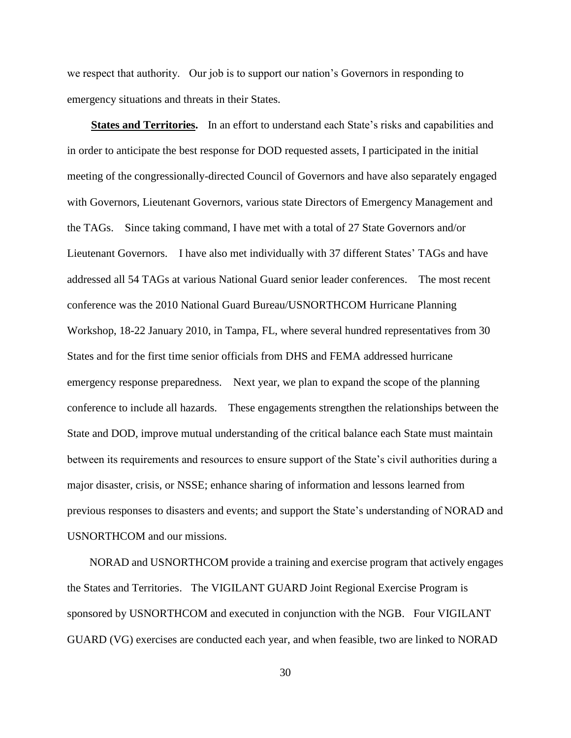we respect that authority. Our job is to support our nation's Governors in responding to emergency situations and threats in their States.

**States and Territories.** In an effort to understand each State's risks and capabilities and in order to anticipate the best response for DOD requested assets, I participated in the initial meeting of the congressionally-directed Council of Governors and have also separately engaged with Governors, Lieutenant Governors, various state Directors of Emergency Management and the TAGs. Since taking command, I have met with a total of 27 State Governors and/or Lieutenant Governors. I have also met individually with 37 different States' TAGs and have addressed all 54 TAGs at various National Guard senior leader conferences. The most recent conference was the 2010 National Guard Bureau/USNORTHCOM Hurricane Planning Workshop, 18-22 January 2010, in Tampa, FL, where several hundred representatives from 30 States and for the first time senior officials from DHS and FEMA addressed hurricane emergency response preparedness. Next year, we plan to expand the scope of the planning conference to include all hazards. These engagements strengthen the relationships between the State and DOD, improve mutual understanding of the critical balance each State must maintain between its requirements and resources to ensure support of the State's civil authorities during a major disaster, crisis, or NSSE; enhance sharing of information and lessons learned from previous responses to disasters and events; and support the State's understanding of NORAD and USNORTHCOM and our missions.

NORAD and USNORTHCOM provide a training and exercise program that actively engages the States and Territories. The VIGILANT GUARD Joint Regional Exercise Program is sponsored by USNORTHCOM and executed in conjunction with the NGB. Four VIGILANT GUARD (VG) exercises are conducted each year, and when feasible, two are linked to NORAD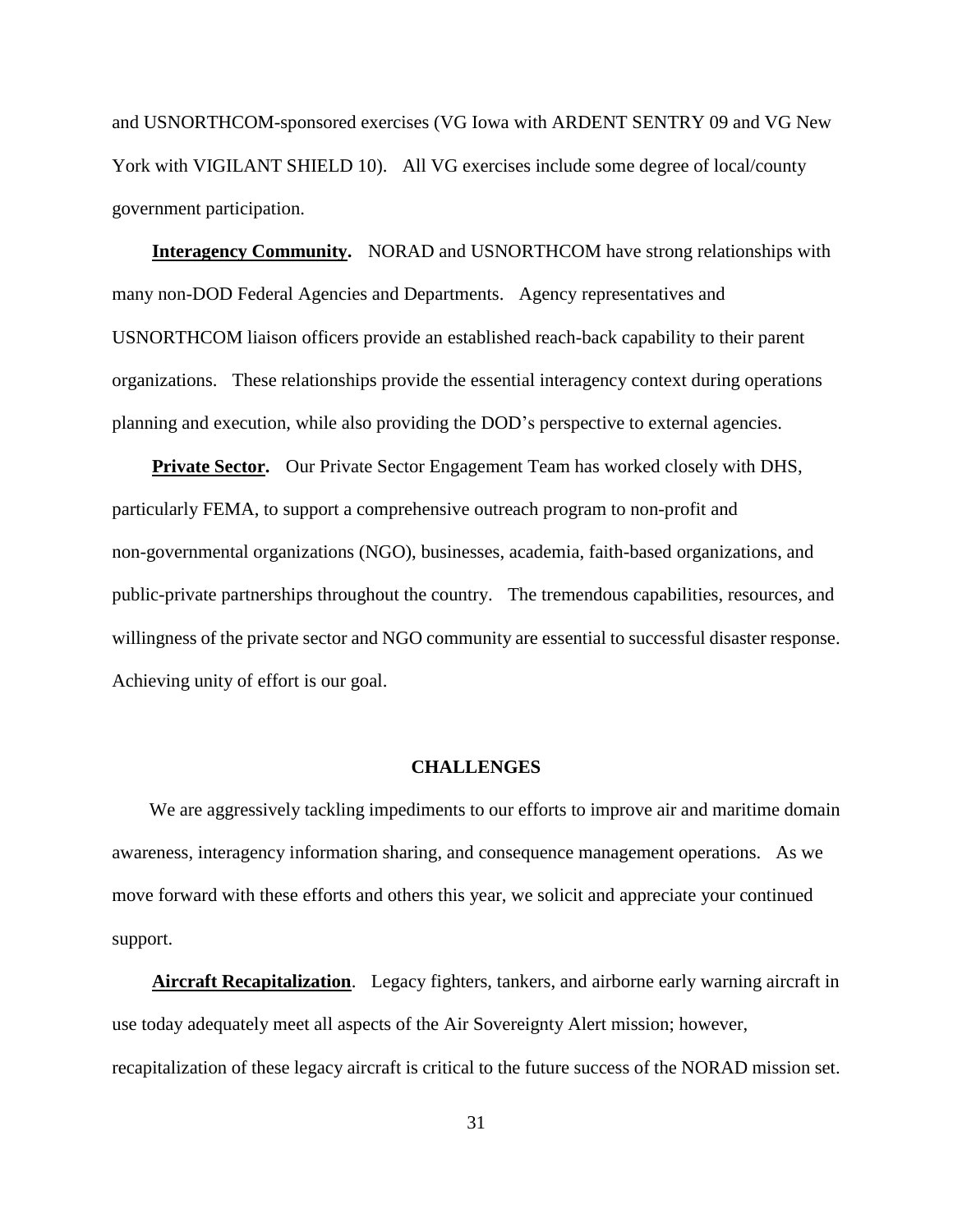and USNORTHCOM-sponsored exercises (VG Iowa with ARDENT SENTRY 09 and VG New York with VIGILANT SHIELD 10). All VG exercises include some degree of local/county government participation.

**Interagency Community.** NORAD and USNORTHCOM have strong relationships with many non-DOD Federal Agencies and Departments. Agency representatives and USNORTHCOM liaison officers provide an established reach-back capability to their parent organizations. These relationships provide the essential interagency context during operations planning and execution, while also providing the DOD's perspective to external agencies.

**Private Sector.** Our Private Sector Engagement Team has worked closely with DHS, particularly FEMA, to support a comprehensive outreach program to non-profit and non-governmental organizations (NGO), businesses, academia, faith-based organizations, and public-private partnerships throughout the country. The tremendous capabilities, resources, and willingness of the private sector and NGO community are essential to successful disaster response. Achieving unity of effort is our goal.

## CHALLENGES

We are aggressively tackling impediments to our efforts to improve air and maritime domain awareness, interagency information sharing, and consequence management operations. As we move forward with these efforts and others this year, we solicit and appreciate your continued support.

**Aircraft Recapitalization**. Legacy fighters, tankers, and airborne early warning aircraft in use today adequately meet all aspects of the Air Sovereignty Alert mission; however, recapitalization of these legacy aircraft is critical to the future success of the NORAD mission set.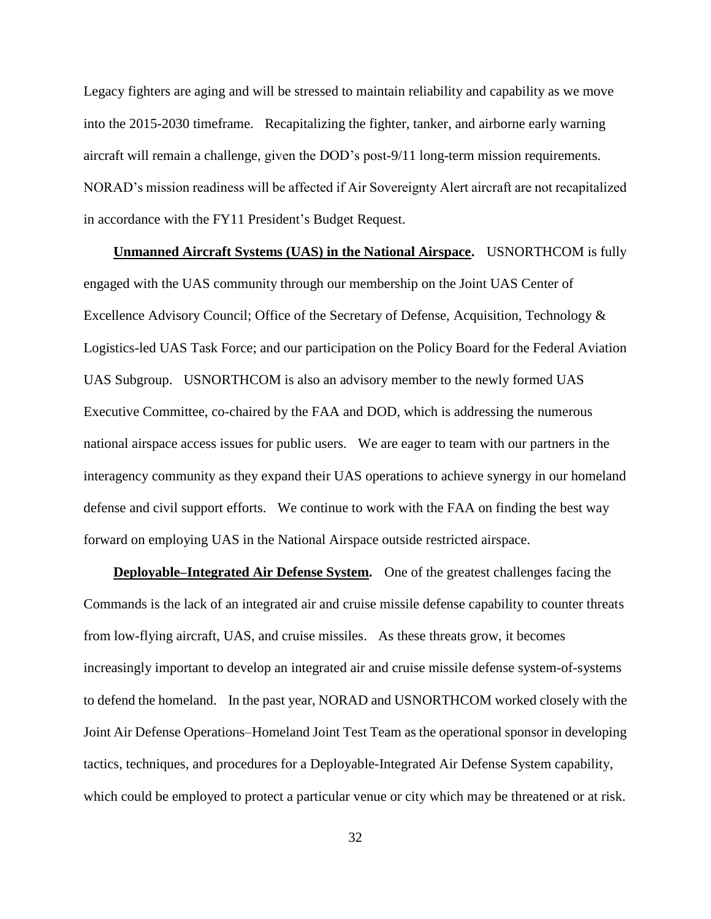Legacy fighters are aging and will be stressed to maintain reliability and capability as we move into the 2015-2030 timeframe. Recapitalizing the fighter, tanker, and airborne early warning aircraft will remain a challenge, given the DOD's post-9/11 long-term mission requirements. NORAD's mission readiness will be affected if Air Sovereignty Alert aircraft are not recapitalized in accordance with the FY11 President's Budget Request.

**Unmanned Aircraft Systems (UAS) in the National Airspace.** USNORTHCOM is fully engaged with the UAS community through our membership on the Joint UAS Center of Excellence Advisory Council; Office of the Secretary of Defense, Acquisition, Technology & Logistics-led UAS Task Force; and our participation on the Policy Board for the Federal Aviation UAS Subgroup. USNORTHCOM is also an advisory member to the newly formed UAS Executive Committee, co-chaired by the FAA and DOD, which is addressing the numerous national airspace access issues for public users. We are eager to team with our partners in the interagency community as they expand their UAS operations to achieve synergy in our homeland defense and civil support efforts. We continue to work with the FAA on finding the best way forward on employing UAS in the National Airspace outside restricted airspace.

**Deployable–Integrated Air Defense System.** One of the greatest challenges facing the Commands is the lack of an integrated air and cruise missile defense capability to counter threats from low-flying aircraft, UAS, and cruise missiles. As these threats grow, it becomes increasingly important to develop an integrated air and cruise missile defense system-of-systems to defend the homeland. In the past year, NORAD and USNORTHCOM worked closely with the Joint Air Defense Operations–Homeland Joint Test Team as the operational sponsor in developing tactics, techniques, and procedures for a Deployable-Integrated Air Defense System capability, which could be employed to protect a particular venue or city which may be threatened or at risk.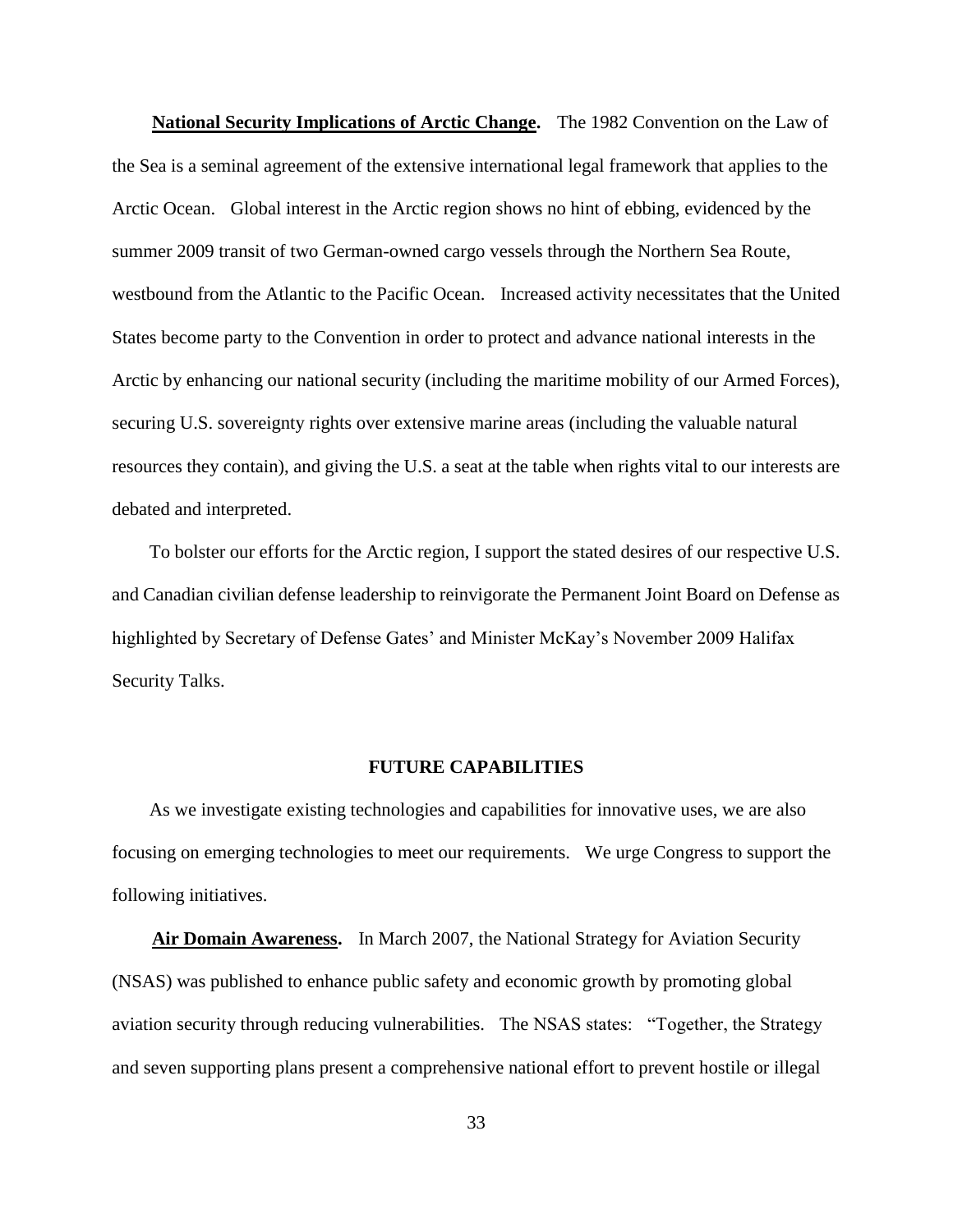**National Security Implications of Arctic Change.** The 1982 Convention on the Law of the Sea is a seminal agreement of the extensive international legal framework that applies to the Arctic Ocean. Global interest in the Arctic region shows no hint of ebbing, evidenced by the summer 2009 transit of two German-owned cargo vessels through the Northern Sea Route, westbound from the Atlantic to the Pacific Ocean. Increased activity necessitates that the United States become party to the Convention in order to protect and advance national interests in the Arctic by enhancing our national security (including the maritime mobility of our Armed Forces), securing U.S. sovereignty rights over extensive marine areas (including the valuable natural resources they contain), and giving the U.S. a seat at the table when rights vital to our interests are debated and interpreted.

To bolster our efforts for the Arctic region, I support the stated desires of our respective U.S. and Canadian civilian defense leadership to reinvigorate the Permanent Joint Board on Defense as highlighted by Secretary of Defense Gates' and Minister McKay's November 2009 Halifax Security Talks.

## FUTURE CAPABILITIES

As we investigate existing technologies and capabilities for innovative uses, we are also focusing on emerging technologies to meet our requirements. We urge Congress to support the following initiatives.

**Air Domain Awareness.** In March 2007, the National Strategy for Aviation Security (NSAS) was published to enhance public safety and economic growth by promoting global aviation security through reducing vulnerabilities. The NSAS states: "Together, the Strategy and seven supporting plans present a comprehensive national effort to prevent hostile or illegal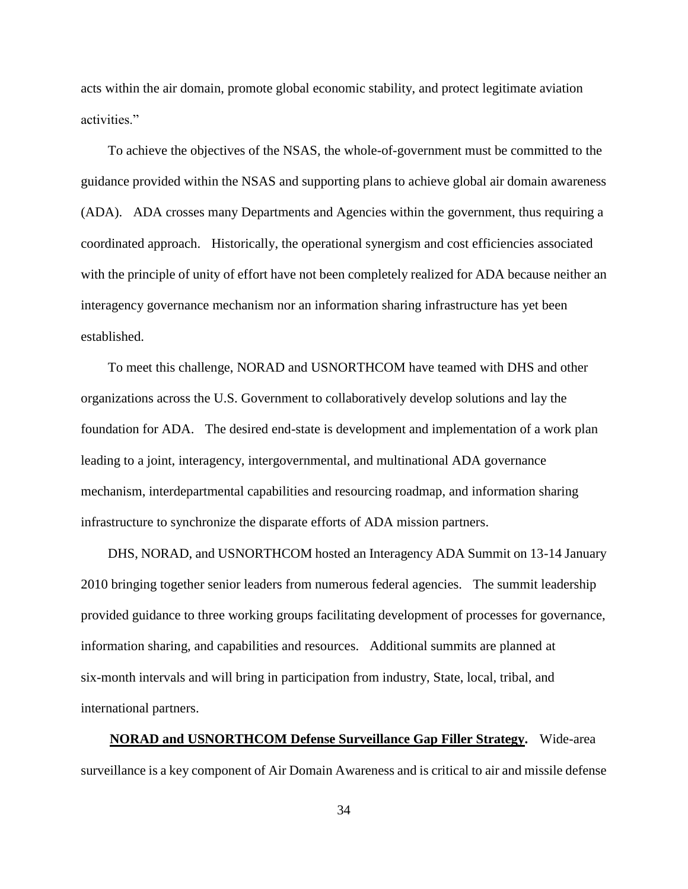acts within the air domain, promote global economic stability, and protect legitimate aviation activities."

To achieve the objectives of the NSAS, the whole-of-government must be committed to the guidance provided within the NSAS and supporting plans to achieve global air domain awareness (ADA). ADA crosses many Departments and Agencies within the government, thus requiring a coordinated approach. Historically, the operational synergism and cost efficiencies associated with the principle of unity of effort have not been completely realized for ADA because neither an interagency governance mechanism nor an information sharing infrastructure has yet been established.

To meet this challenge, NORAD and USNORTHCOM have teamed with DHS and other organizations across the U.S. Government to collaboratively develop solutions and lay the foundation for ADA. The desired end-state is development and implementation of a work plan leading to a joint, interagency, intergovernmental, and multinational ADA governance mechanism, interdepartmental capabilities and resourcing roadmap, and information sharing infrastructure to synchronize the disparate efforts of ADA mission partners.

DHS, NORAD, and USNORTHCOM hosted an Interagency ADA Summit on 13-14 January 2010 bringing together senior leaders from numerous federal agencies. The summit leadership provided guidance to three working groups facilitating development of processes for governance, information sharing, and capabilities and resources. Additional summits are planned at six-month intervals and will bring in participation from industry, State, local, tribal, and international partners.

**NORAD and USNORTHCOM Defense Surveillance Gap Filler Strategy.** Wide-area surveillance is a key component of Air Domain Awareness and is critical to air and missile defense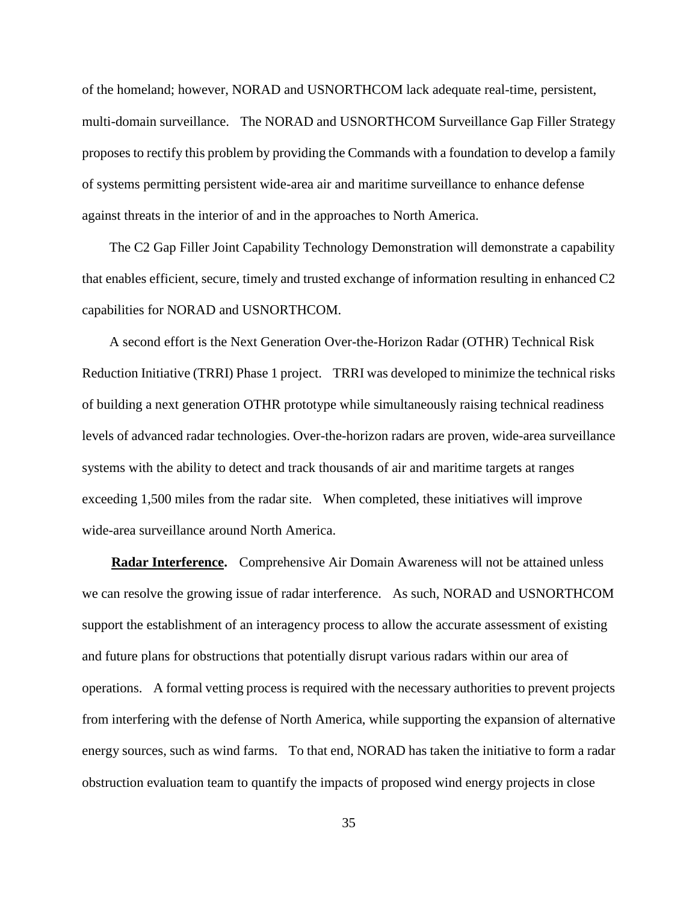of the homeland; however, NORAD and USNORTHCOM lack adequate real-time, persistent, multi-domain surveillance. The NORAD and USNORTHCOM Surveillance Gap Filler Strategy proposes to rectify this problem by providing the Commands with a foundation to develop a family of systems permitting persistent wide-area air and maritime surveillance to enhance defense against threats in the interior of and in the approaches to North America.

The C2 Gap Filler Joint Capability Technology Demonstration will demonstrate a capability that enables efficient, secure, timely and trusted exchange of information resulting in enhanced C2 capabilities for NORAD and USNORTHCOM.

A second effort is the Next Generation Over-the-Horizon Radar (OTHR) Technical Risk Reduction Initiative (TRRI) Phase 1 project. TRRI was developed to minimize the technical risks of building a next generation OTHR prototype while simultaneously raising technical readiness levels of advanced radar technologies. Over-the-horizon radars are proven, wide-area surveillance systems with the ability to detect and track thousands of air and maritime targets at ranges exceeding 1,500 miles from the radar site. When completed, these initiatives will improve wide-area surveillance around North America.

**Radar Interference.** Comprehensive Air Domain Awareness will not be attained unless we can resolve the growing issue of radar interference. As such, NORAD and USNORTHCOM support the establishment of an interagency process to allow the accurate assessment of existing and future plans for obstructions that potentially disrupt various radars within our area of operations. A formal vetting process is required with the necessary authorities to prevent projects from interfering with the defense of North America, while supporting the expansion of alternative energy sources, such as wind farms. To that end, NORAD has taken the initiative to form a radar obstruction evaluation team to quantify the impacts of proposed wind energy projects in close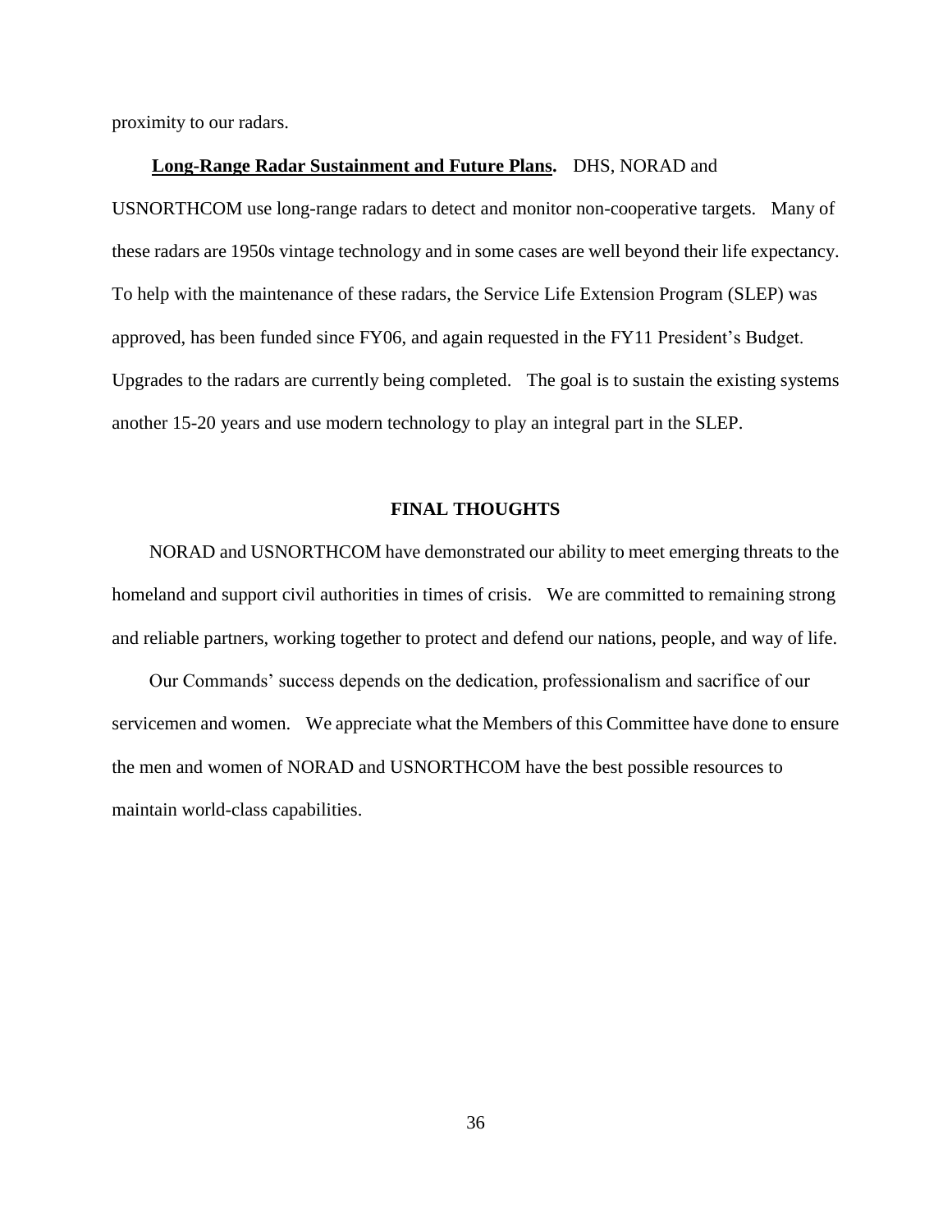proximity to our radars.

**Long-Range Radar Sustainment and Future Plans.** DHS, NORAD and USNORTHCOM use long-range radars to detect and monitor non-cooperative targets. Many of these radars are 1950s vintage technology and in some cases are well beyond their life expectancy. To help with the maintenance of these radars, the Service Life Extension Program (SLEP) was approved, has been funded since FY06, and again requested in the FY11 President's Budget. Upgrades to the radars are currently being completed. The goal is to sustain the existing systems another 15-20 years and use modern technology to play an integral part in the SLEP.

## FINAL THOUGHTS

NORAD and USNORTHCOM have demonstrated our ability to meet emerging threats to the homeland and support civil authorities in times of crisis. We are committed to remaining strong and reliable partners, working together to protect and defend our nations, people, and way of life.

Our Commands' success depends on the dedication, professionalism and sacrifice of our servicemen and women. We appreciate what the Members of this Committee have done to ensure the men and women of NORAD and USNORTHCOM have the best possible resources to maintain world-class capabilities.